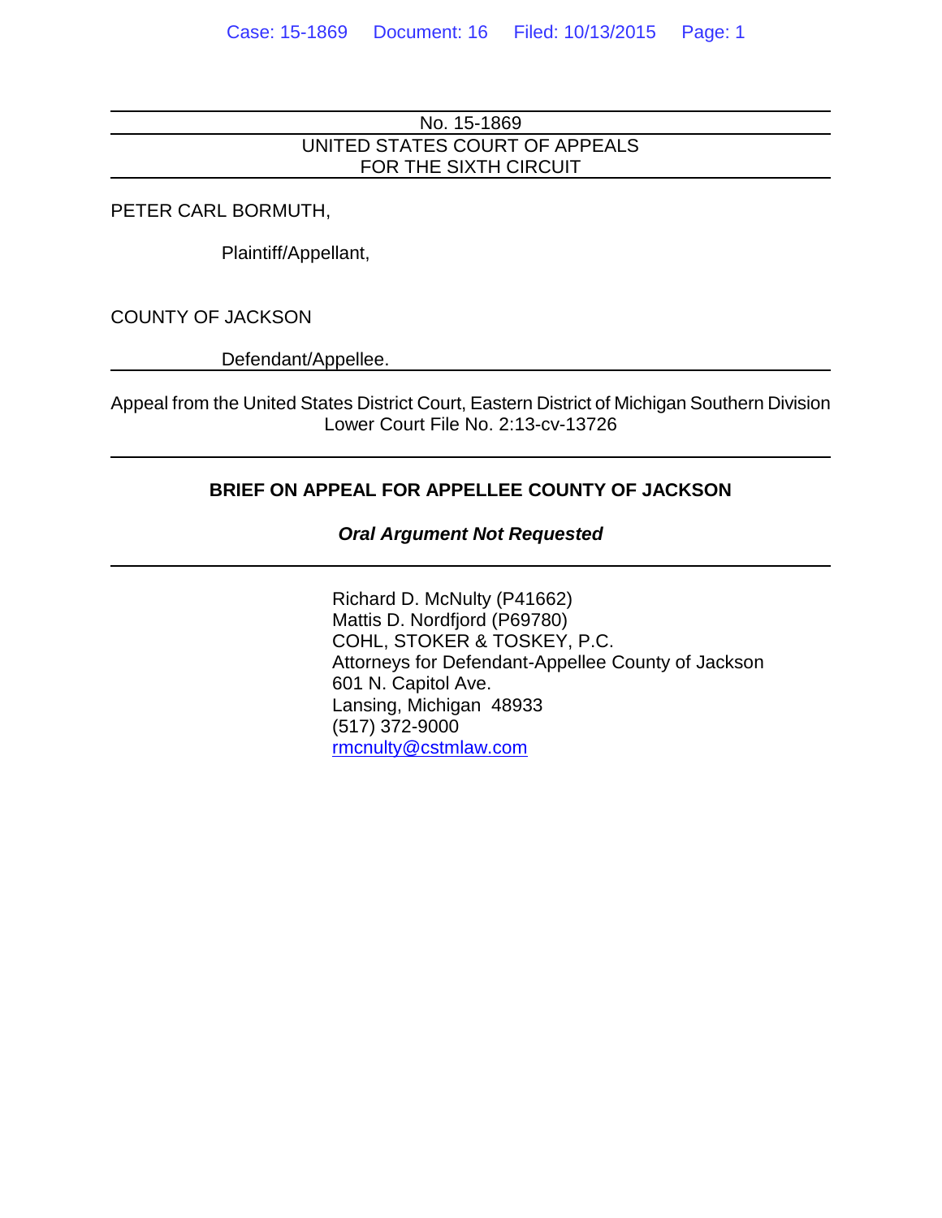No. 15-1869

UNITED STATES COURT OF APPEALS
FOR THE SIXTH CIRCUIT

PETER CARL BORMUTH,

Plaintiff/Appellant,

COUNTY OF JACKSON

Defendant/Appellee.

Appeal from the United States District Court, Eastern District of Michigan Southern Division
Lower Court File No. 2:13-cv-13726

**BRIEF ON APPEAL FOR APPELLEE COUNTY OF JACKSON**

***Oral Argument Not Requested***

Richard D. McNulty (P41662)
Mattis D. Nordfjord (P69780)
COHL, STOKER & TOSKEY, P.C.
Attorneys for Defendant-Appellee County of Jackson
601 N. Capitol Ave.
Lansing, Michigan 48933
(517) 372-9000
rmcnulty@cstmlaw.com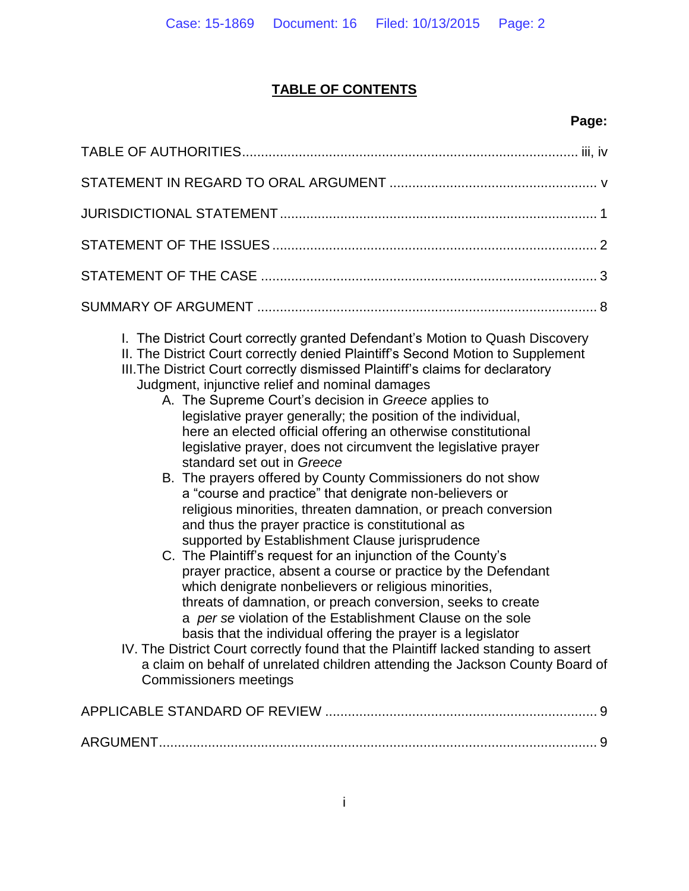## TABLE OF CONTENTS

**Page:**

TABLE OF AUTHORITIES........................................................................................ iii, iv

STATEMENT IN REGARD TO ORAL ARGUMENT ...................................................... v

JURISDICTIONAL STATEMENT ................................................................................... 1

STATEMENT OF THE ISSUES ..................................................................................... 2

STATEMENT OF THE CASE ........................................................................................ 3

SUMMARY OF ARGUMENT ......................................................................................... 8

- I. The District Court correctly granted Defendant's Motion to Quash Discovery
- II. The District Court correctly denied Plaintiff's Second Motion to Supplement
- III. The District Court correctly dismissed Plaintiff's claims for declaratory Judgment, injunctive relief and nominal damages
  - A. The Supreme Court's decision in *Greece* applies to legislative prayer generally; the position of the individual, here an elected official offering an otherwise constitutional legislative prayer, does not circumvent the legislative prayer standard set out in *Greece*
  - B. The prayers offered by County Commissioners do not show a "course and practice" that denigrate non-believers or religious minorities, threaten damnation, or preach conversion and thus the prayer practice is constitutional as supported by Establishment Clause jurisprudence
  - C. The Plaintiff's request for an injunction of the County's prayer practice, absent a course or practice by the Defendant which denigrate nonbelievers or religious minorities, threats of damnation, or preach conversion, seeks to create a *per se* violation of the Establishment Clause on the sole basis that the individual offering the prayer is a legislator
- IV. The District Court correctly found that the Plaintiff lacked standing to assert a claim on behalf of unrelated children attending the Jackson County Board of Commissioners meetings

APPLICABLE STANDARD OF REVIEW ....................................................................... 9

ARGUMENT.................................................................................................................... 9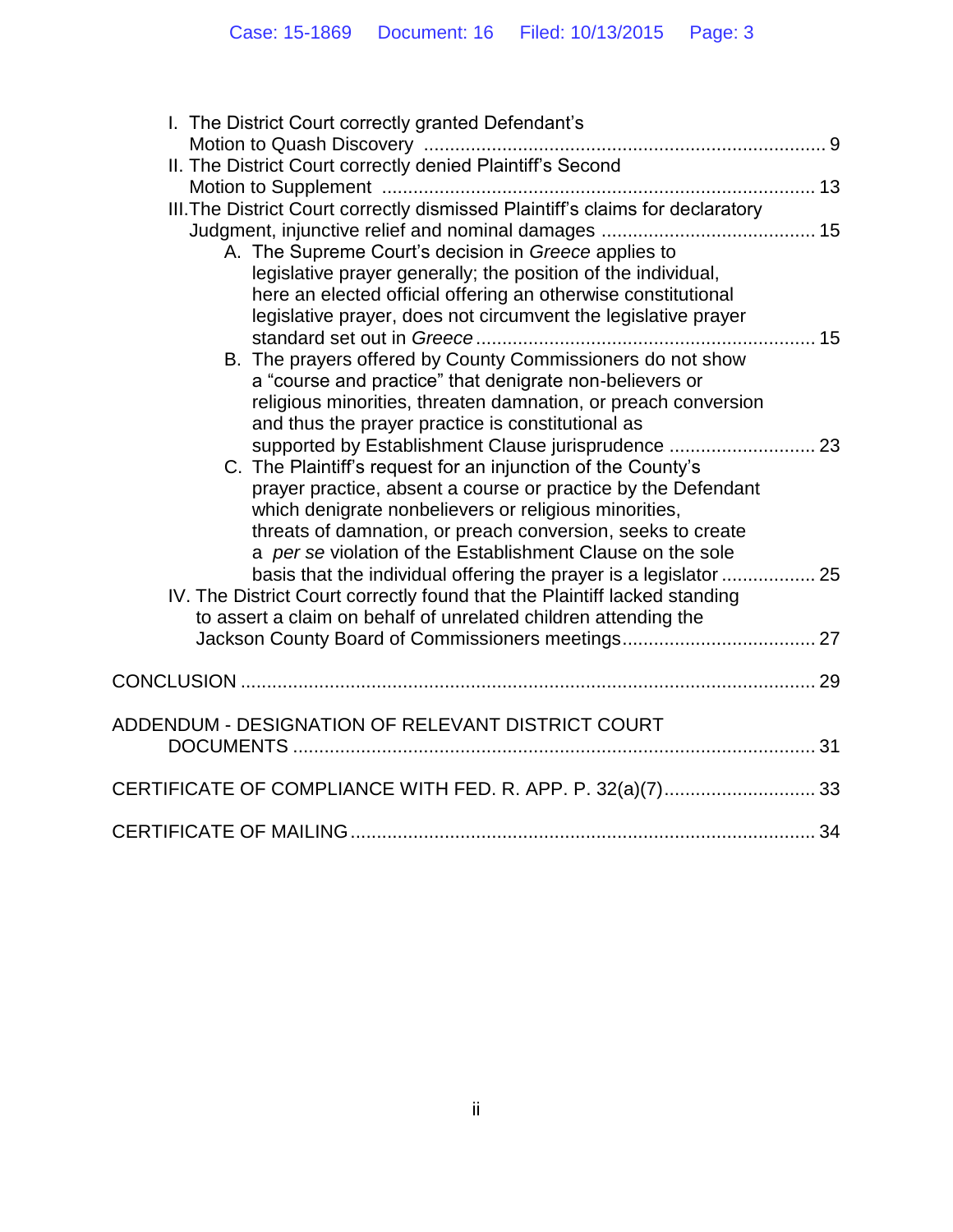- I. The District Court correctly granted Defendant's Motion to Quash Discovery ........ 9
- II. The District Court correctly denied Plaintiff's Second Motion to Supplement ........ 13
- III. The District Court correctly dismissed Plaintiff's claims for declaratory Judgment, injunctive relief and nominal damages ........ 15
    - A. The Supreme Court's decision in *Greece* applies to legislative prayer generally; the position of the individual, here an elected official offering an otherwise constitutional legislative prayer, does not circumvent the legislative prayer standard set out in *Greece* ........ 15
    - B. The prayers offered by County Commissioners do not show a "course and practice" that denigrate non-believers or religious minorities, threaten damnation, or preach conversion and thus the prayer practice is constitutional as supported by Establishment Clause jurisprudence ........ 23
    - C. The Plaintiff's request for an injunction of the County's prayer practice, absent a course or practice by the Defendant which denigrate nonbelievers or religious minorities, threats of damnation, or preach conversion, seeks to create a *per se* violation of the Establishment Clause on the sole basis that the individual offering the prayer is a legislator ........ 25
- IV. The District Court correctly found that the Plaintiff lacked standing to assert a claim on behalf of unrelated children attending the Jackson County Board of Commissioners meetings ........ 27

CONCLUSION ........ 29

ADDENDUM - DESIGNATION OF RELEVANT DISTRICT COURT DOCUMENTS ........ 31

CERTIFICATE OF COMPLIANCE WITH FED. R. APP. P. 32(a)(7) ........ 33

CERTIFICATE OF MAILING ........ 34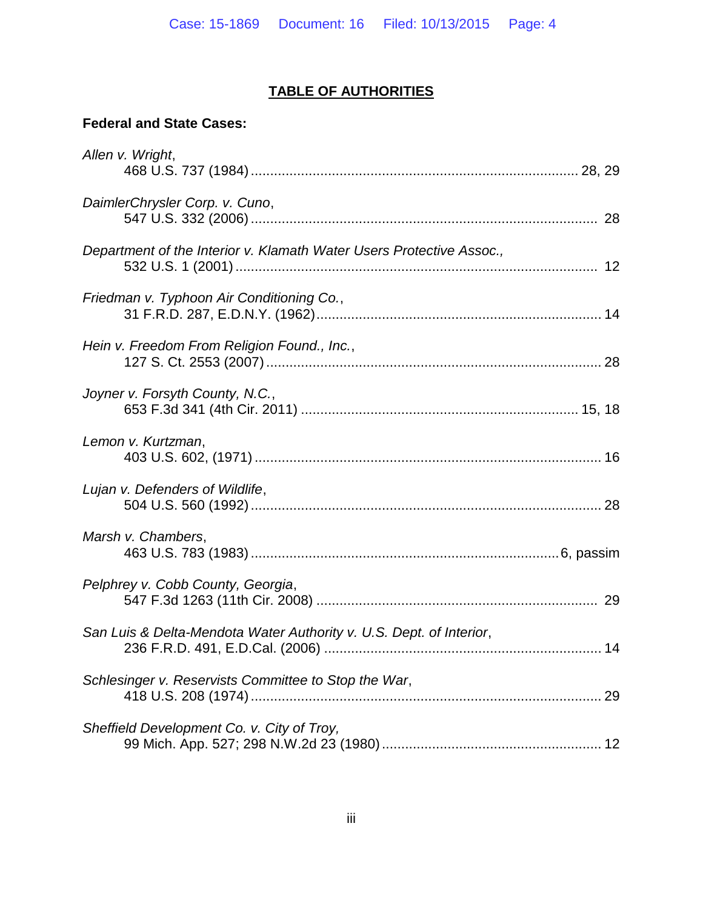# TABLE OF AUTHORITIES

**Federal and State Cases:**

*Allen v. Wright*,
468 U.S. 737 (1984) ........................................................................................ 28, 29

*DaimlerChrysler Corp. v. Cuno*,
547 U.S. 332 (2006) ........................................................................................ 28

*Department of the Interior v. Klamath Water Users Protective Assoc.,*
532 U.S. 1 (2001) ............................................................................................ 12

*Friedman v. Typhoon Air Conditioning Co.*,
31 F.R.D. 287, E.D.N.Y. (1962) ...................................................................... 14

*Hein v. Freedom From Religion Found., Inc.*,
127 S. Ct. 2553 (2007) .................................................................................... 28

*Joyner v. Forsyth County, N.C.*,
653 F.3d 341 (4th Cir. 2011) ..................................................................... 15, 18

*Lemon v. Kurtzman*,
403 U.S. 602, (1971) ....................................................................................... 16

*Lujan v. Defenders of Wildlife*,
504 U.S. 560 (1992) ........................................................................................ 28

*Marsh v. Chambers*,
463 U.S. 783 (1983) .............................................................................. 6, passim

*Pelphrey v. Cobb County, Georgia*,
547 F.3d 1263 (11th Cir. 2008) ....................................................................... 29

*San Luis & Delta-Mendota Water Authority v. U.S. Dept. of Interior*,
236 F.R.D. 491, E.D.Cal. (2006) ..................................................................... 14

*Schlesinger v. Reservists Committee to Stop the War*,
418 U.S. 208 (1974) ........................................................................................ 29

*Sheffield Development Co. v. City of Troy,*
99 Mich. App. 527; 298 N.W.2d 23 (1980) ....................................................... 12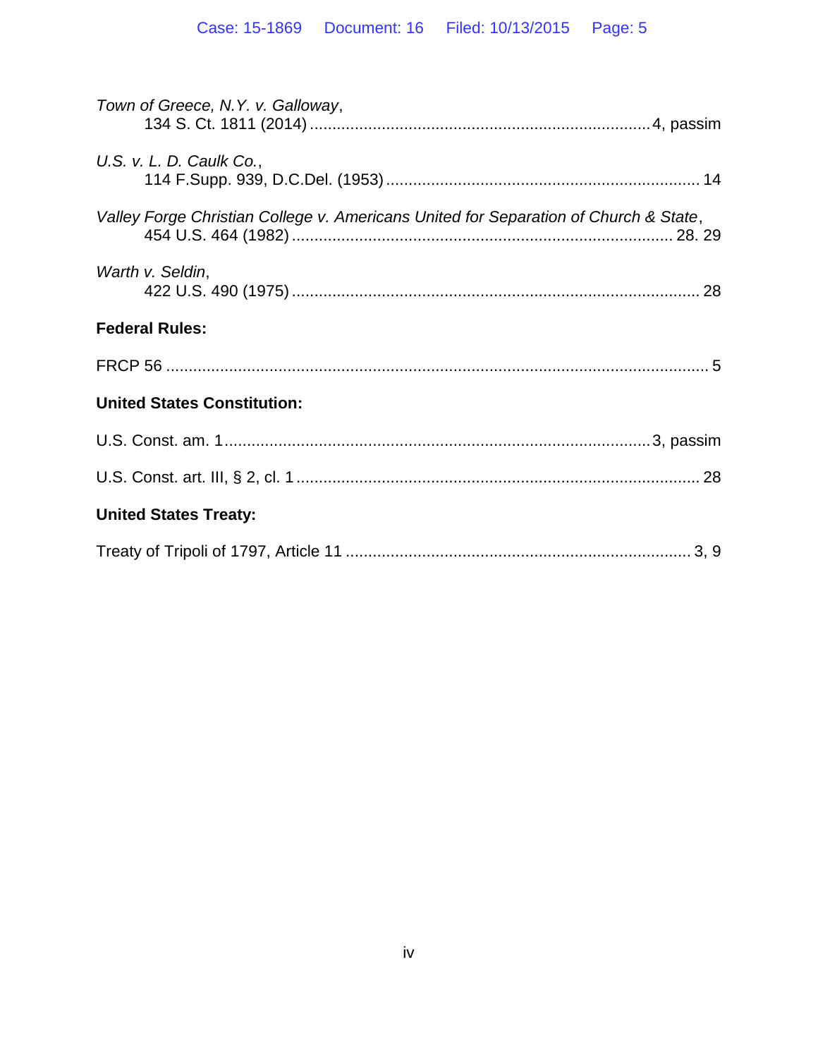*Town of Greece, N.Y. v. Galloway*,
134 S. Ct. 1811 (2014) .......... 4, passim

*U.S. v. L. D. Caulk Co.*,
114 F.Supp. 939, D.C.Del. (1953) .......... 14

*Valley Forge Christian College v. Americans United for Separation of Church & State*,
454 U.S. 464 (1982) .......... 28. 29

*Warth v. Seldin*,
422 U.S. 490 (1975) .......... 28

**Federal Rules:**

FRCP 56 .......... 5

**United States Constitution:**

U.S. Const. am. 1 .......... 3, passim

U.S. Const. art. III, § 2, cl. 1 .......... 28

**United States Treaty:**

Treaty of Tripoli of 1797, Article 11 .......... 3, 9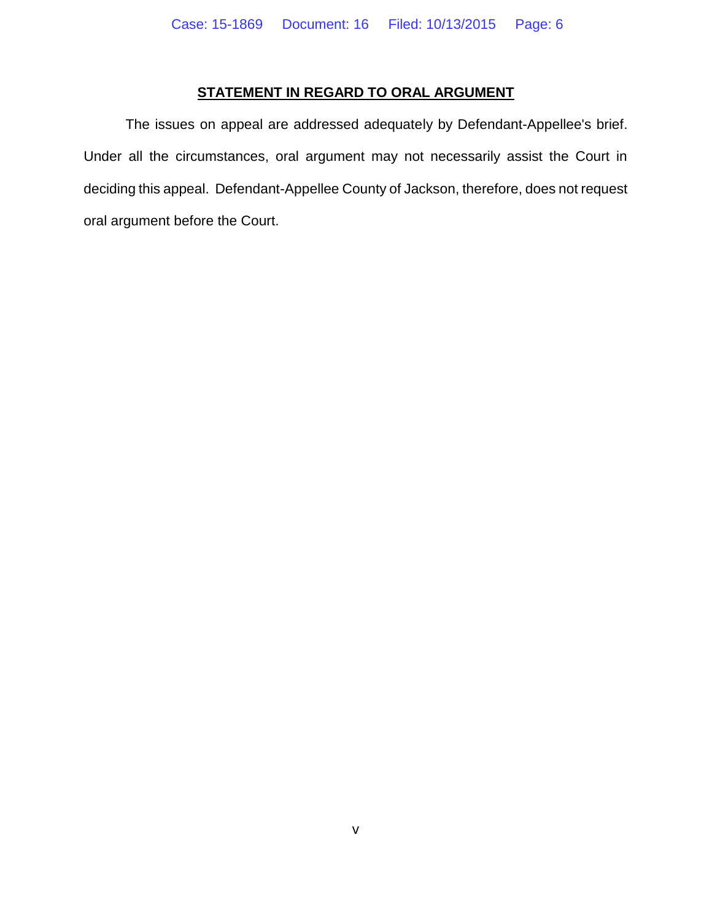## STATEMENT IN REGARD TO ORAL ARGUMENT

The issues on appeal are addressed adequately by Defendant-Appellee's brief. Under all the circumstances, oral argument may not necessarily assist the Court in deciding this appeal. Defendant-Appellee County of Jackson, therefore, does not request oral argument before the Court.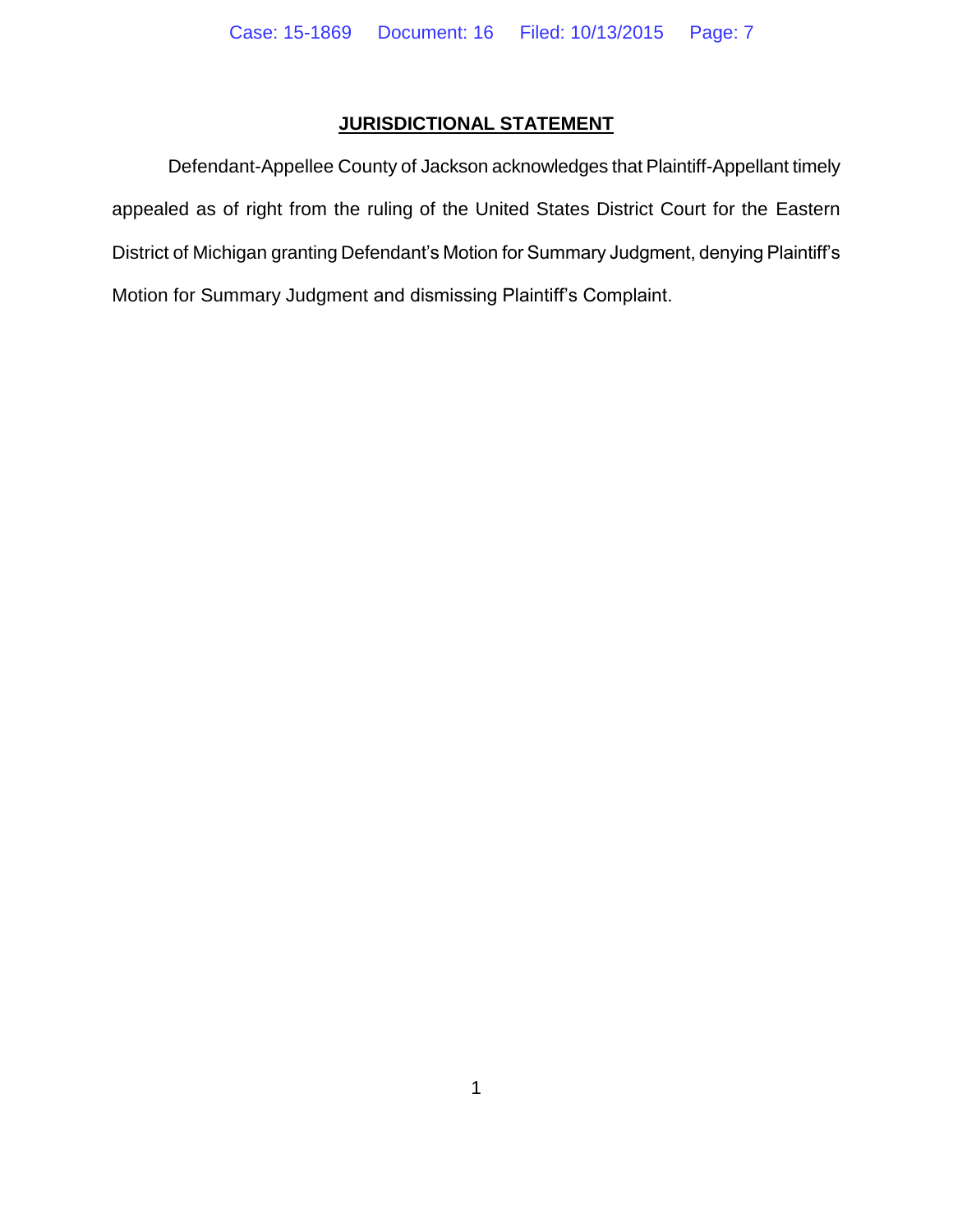## JURISDICTIONAL STATEMENT

Defendant-Appellee County of Jackson acknowledges that Plaintiff-Appellant timely appealed as of right from the ruling of the United States District Court for the Eastern District of Michigan granting Defendant's Motion for Summary Judgment, denying Plaintiff's Motion for Summary Judgment and dismissing Plaintiff's Complaint.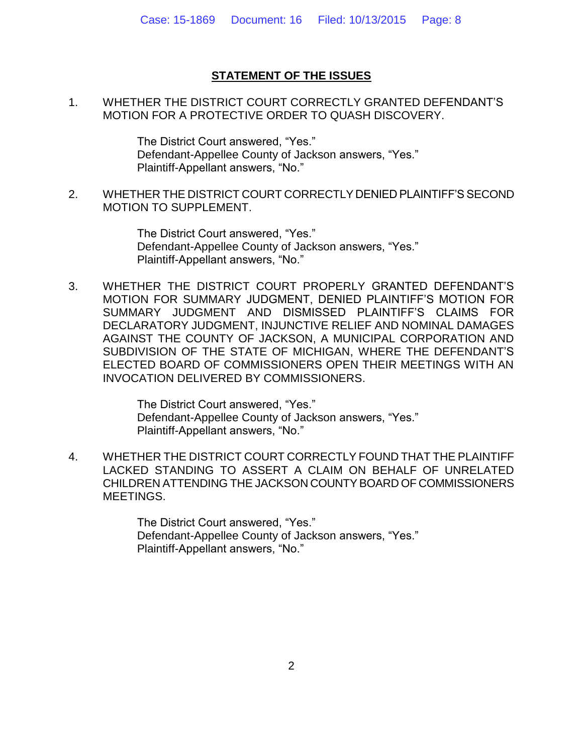## STATEMENT OF THE ISSUES

1. WHETHER THE DISTRICT COURT CORRECTLY GRANTED DEFENDANT'S MOTION FOR A PROTECTIVE ORDER TO QUASH DISCOVERY.

   The District Court answered, "Yes."
   Defendant-Appellee County of Jackson answers, "Yes."
   Plaintiff-Appellant answers, "No."

2. WHETHER THE DISTRICT COURT CORRECTLY DENIED PLAINTIFF'S SECOND MOTION TO SUPPLEMENT.

   The District Court answered, "Yes."
   Defendant-Appellee County of Jackson answers, "Yes."
   Plaintiff-Appellant answers, "No."

3. WHETHER THE DISTRICT COURT PROPERLY GRANTED DEFENDANT'S MOTION FOR SUMMARY JUDGMENT, DENIED PLAINTIFF'S MOTION FOR SUMMARY JUDGMENT AND DISMISSED PLAINTIFF'S CLAIMS FOR DECLARATORY JUDGMENT, INJUNCTIVE RELIEF AND NOMINAL DAMAGES AGAINST THE COUNTY OF JACKSON, A MUNICIPAL CORPORATION AND SUBDIVISION OF THE STATE OF MICHIGAN, WHERE THE DEFENDANT'S ELECTED BOARD OF COMMISSIONERS OPEN THEIR MEETINGS WITH AN INVOCATION DELIVERED BY COMMISSIONERS.

   The District Court answered, "Yes."
   Defendant-Appellee County of Jackson answers, "Yes."
   Plaintiff-Appellant answers, "No."

4. WHETHER THE DISTRICT COURT CORRECTLY FOUND THAT THE PLAINTIFF LACKED STANDING TO ASSERT A CLAIM ON BEHALF OF UNRELATED CHILDREN ATTENDING THE JACKSON COUNTY BOARD OF COMMISSIONERS MEETINGS.

   The District Court answered, "Yes."
   Defendant-Appellee County of Jackson answers, "Yes."
   Plaintiff-Appellant answers, "No."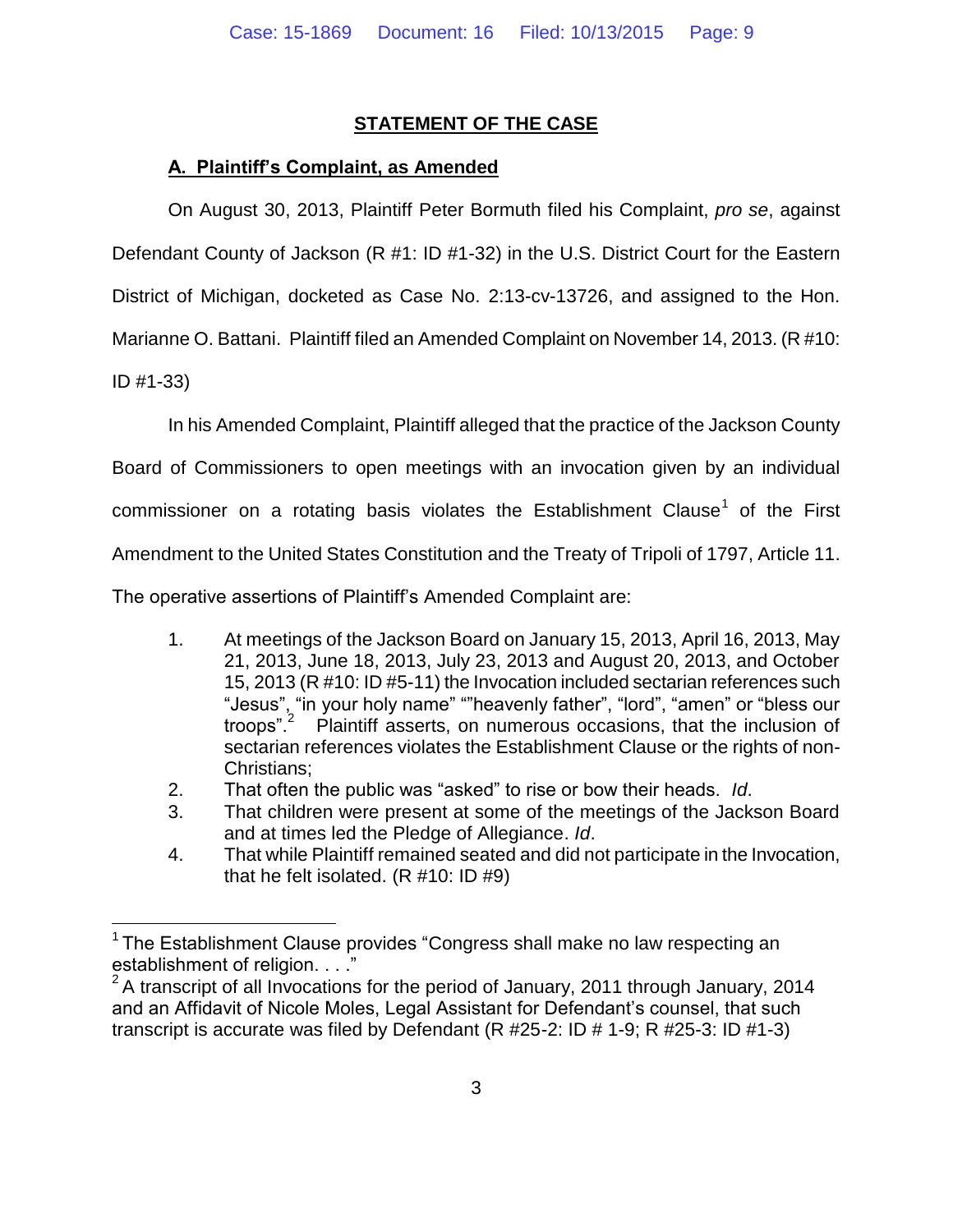## STATEMENT OF THE CASE

### A. Plaintiff's Complaint, as Amended

On August 30, 2013, Plaintiff Peter Bormuth filed his Complaint, *pro se*, against Defendant County of Jackson (R #1: ID #1-32) in the U.S. District Court for the Eastern District of Michigan, docketed as Case No. 2:13-cv-13726, and assigned to the Hon. Marianne O. Battani. Plaintiff filed an Amended Complaint on November 14, 2013. (R #10: ID #1-33)

In his Amended Complaint, Plaintiff alleged that the practice of the Jackson County Board of Commissioners to open meetings with an invocation given by an individual commissioner on a rotating basis violates the Establishment Clause[1] of the First Amendment to the United States Constitution and the Treaty of Tripoli of 1797, Article 11. The operative assertions of Plaintiff's Amended Complaint are:

1. At meetings of the Jackson Board on January 15, 2013, April 16, 2013, May 21, 2013, June 18, 2013, July 23, 2013 and August 20, 2013, and October 15, 2013 (R #10: ID #5-11) the Invocation included sectarian references such "Jesus", "in your holy name" ""heavenly father", "lord", "amen" or "bless our troops".[2] Plaintiff asserts, on numerous occasions, that the inclusion of sectarian references violates the Establishment Clause or the rights of non-Christians;
2. That often the public was "asked" to rise or bow their heads. *Id*.
3. That children were present at some of the meetings of the Jackson Board and at times led the Pledge of Allegiance. *Id*.
4. That while Plaintiff remained seated and did not participate in the Invocation, that he felt isolated. (R #10: ID #9)

---

[1] The Establishment Clause provides "Congress shall make no law respecting an establishment of religion. . . ."

[2] A transcript of all Invocations for the period of January, 2011 through January, 2014 and an Affidavit of Nicole Moles, Legal Assistant for Defendant's counsel, that such transcript is accurate was filed by Defendant (R #25-2: ID # 1-9; R #25-3: ID #1-3)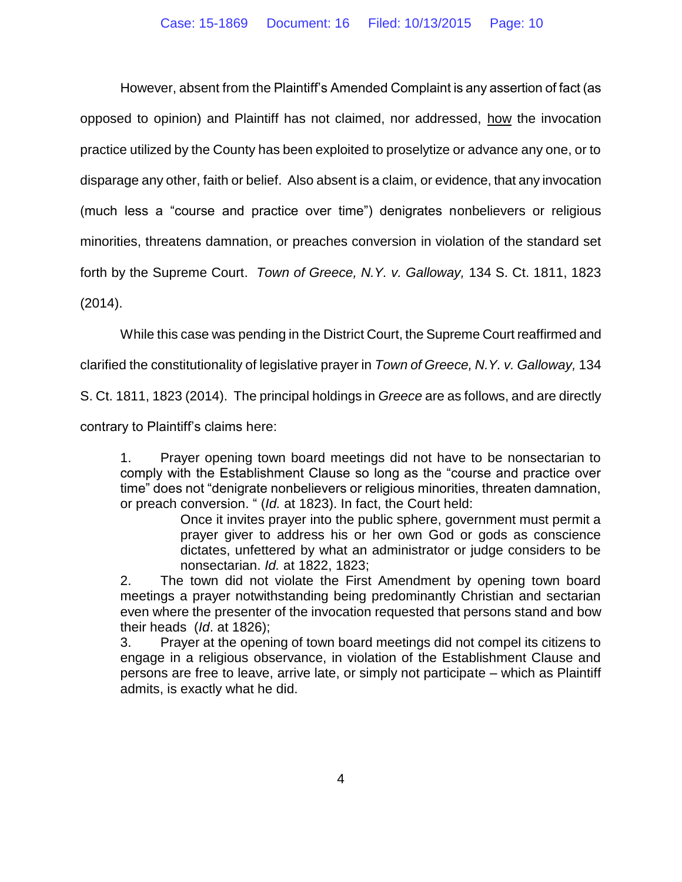However, absent from the Plaintiff's Amended Complaint is any assertion of fact (as opposed to opinion) and Plaintiff has not claimed, nor addressed, <u>how</u> the invocation practice utilized by the County has been exploited to proselytize or advance any one, or to disparage any other, faith or belief. Also absent is a claim, or evidence, that any invocation (much less a "course and practice over time") denigrates nonbelievers or religious minorities, threatens damnation, or preaches conversion in violation of the standard set forth by the Supreme Court. *Town of Greece, N.Y. v. Galloway,* 134 S. Ct. 1811, 1823 (2014).

While this case was pending in the District Court, the Supreme Court reaffirmed and clarified the constitutionality of legislative prayer in *Town of Greece, N.Y. v. Galloway,* 134 S. Ct. 1811, 1823 (2014). The principal holdings in *Greece* are as follows, and are directly contrary to Plaintiff's claims here:

> 1. Prayer opening town board meetings did not have to be nonsectarian to comply with the Establishment Clause so long as the "course and practice over time" does not "denigrate nonbelievers or religious minorities, threaten damnation, or preach conversion. " (*Id.* at 1823). In fact, the Court held:
>
> > Once it invites prayer into the public sphere, government must permit a prayer giver to address his or her own God or gods as conscience dictates, unfettered by what an administrator or judge considers to be nonsectarian. *Id.* at 1822, 1823;
>
> 2. The town did not violate the First Amendment by opening town board meetings a prayer notwithstanding being predominantly Christian and sectarian even where the presenter of the invocation requested that persons stand and bow their heads (*Id*. at 1826);
> 3. Prayer at the opening of town board meetings did not compel its citizens to engage in a religious observance, in violation of the Establishment Clause and persons are free to leave, arrive late, or simply not participate – which as Plaintiff admits, is exactly what he did.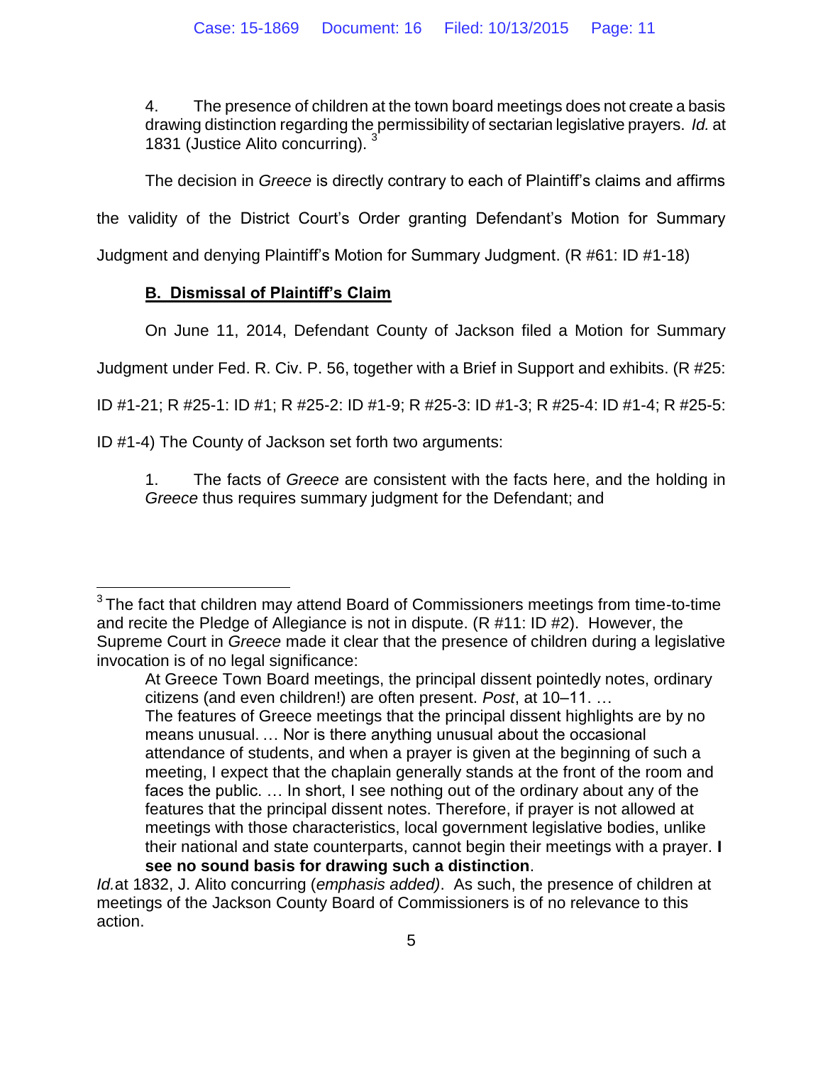4. The presence of children at the town board meetings does not create a basis drawing distinction regarding the permissibility of sectarian legislative prayers. *Id.* at 1831 (Justice Alito concurring). [3]

The decision in *Greece* is directly contrary to each of Plaintiff's claims and affirms the validity of the District Court's Order granting Defendant's Motion for Summary Judgment and denying Plaintiff's Motion for Summary Judgment. (R #61: ID #1-18)

**B. Dismissal of Plaintiff's Claim**

On June 11, 2014, Defendant County of Jackson filed a Motion for Summary Judgment under Fed. R. Civ. P. 56, together with a Brief in Support and exhibits. (R #25: ID #1-21; R #25-1: ID #1; R #25-2: ID #1-9; R #25-3: ID #1-3; R #25-4: ID #1-4; R #25-5: ID #1-4) The County of Jackson set forth two arguments:

1. The facts of *Greece* are consistent with the facts here, and the holding in *Greece* thus requires summary judgment for the Defendant; and

---

[3] The fact that children may attend Board of Commissioners meetings from time-to-time and recite the Pledge of Allegiance is not in dispute. (R #11: ID #2). However, the Supreme Court in *Greece* made it clear that the presence of children during a legislative invocation is of no legal significance:

> At Greece Town Board meetings, the principal dissent pointedly notes, ordinary citizens (and even children!) are often present. *Post*, at 10–11. …
> The features of Greece meetings that the principal dissent highlights are by no means unusual. … Nor is there anything unusual about the occasional attendance of students, and when a prayer is given at the beginning of such a meeting, I expect that the chaplain generally stands at the front of the room and faces the public. … In short, I see nothing out of the ordinary about any of the features that the principal dissent notes. Therefore, if prayer is not allowed at meetings with those characteristics, local government legislative bodies, unlike their national and state counterparts, cannot begin their meetings with a prayer. **I see no sound basis for drawing such a distinction**.

*Id.*at 1832, J. Alito concurring (*emphasis added)*. As such, the presence of children at meetings of the Jackson County Board of Commissioners is of no relevance to this action.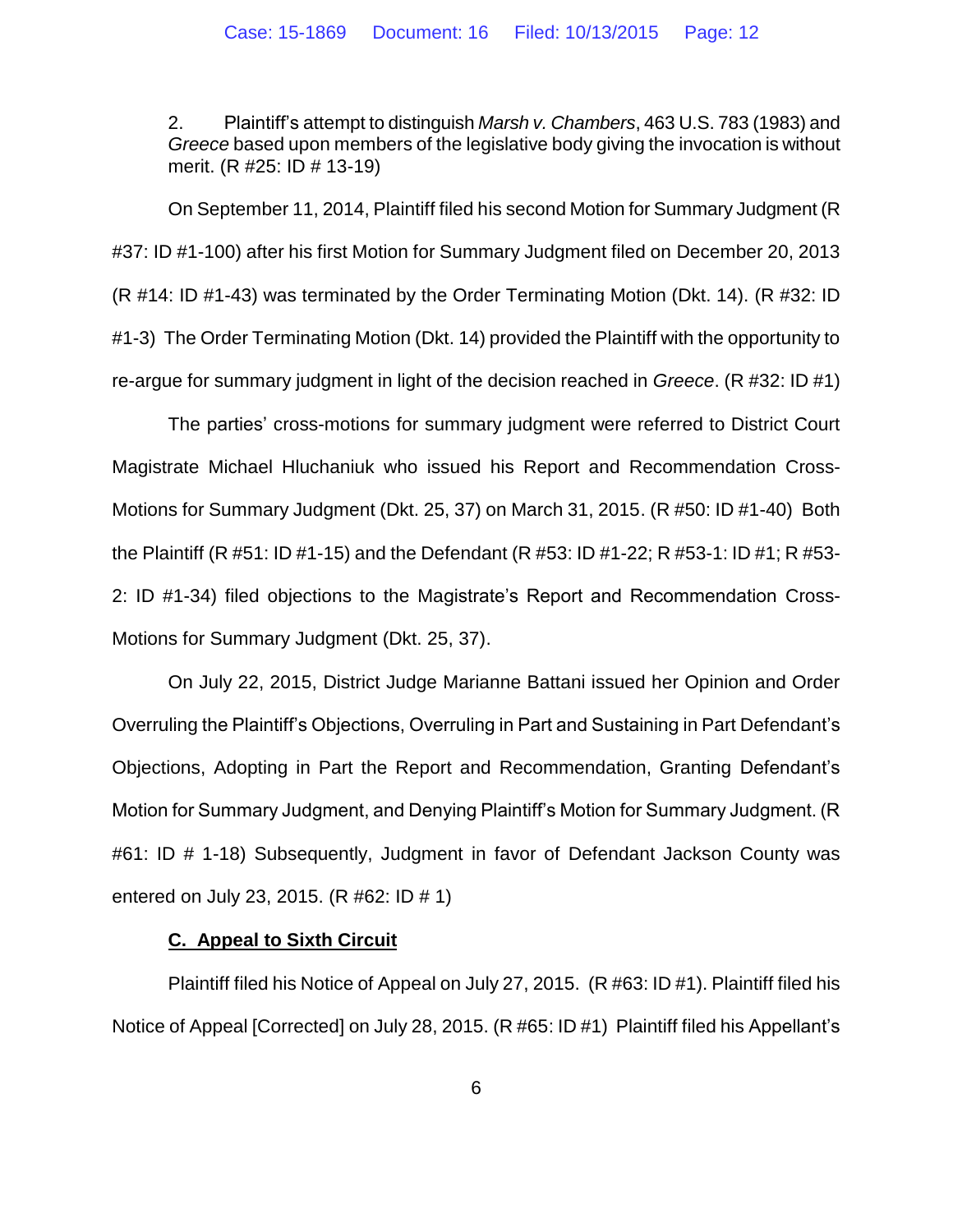2. Plaintiff's attempt to distinguish *Marsh v. Chambers*, 463 U.S. 783 (1983) and *Greece* based upon members of the legislative body giving the invocation is without merit. (R #25: ID # 13-19)

On September 11, 2014, Plaintiff filed his second Motion for Summary Judgment (R #37: ID #1-100) after his first Motion for Summary Judgment filed on December 20, 2013 (R #14: ID #1-43) was terminated by the Order Terminating Motion (Dkt. 14). (R #32: ID #1-3) The Order Terminating Motion (Dkt. 14) provided the Plaintiff with the opportunity to re-argue for summary judgment in light of the decision reached in *Greece*. (R #32: ID #1)

The parties' cross-motions for summary judgment were referred to District Court Magistrate Michael Hluchaniuk who issued his Report and Recommendation Cross-Motions for Summary Judgment (Dkt. 25, 37) on March 31, 2015. (R #50: ID #1-40) Both the Plaintiff (R #51: ID #1-15) and the Defendant (R #53: ID #1-22; R #53-1: ID #1; R #53-2: ID #1-34) filed objections to the Magistrate's Report and Recommendation Cross-Motions for Summary Judgment (Dkt. 25, 37).

On July 22, 2015, District Judge Marianne Battani issued her Opinion and Order Overruling the Plaintiff's Objections, Overruling in Part and Sustaining in Part Defendant's Objections, Adopting in Part the Report and Recommendation, Granting Defendant's Motion for Summary Judgment, and Denying Plaintiff's Motion for Summary Judgment. (R #61: ID # 1-18) Subsequently, Judgment in favor of Defendant Jackson County was entered on July 23, 2015. (R #62: ID # 1)

**C. Appeal to Sixth Circuit**

Plaintiff filed his Notice of Appeal on July 27, 2015. (R #63: ID #1). Plaintiff filed his Notice of Appeal [Corrected] on July 28, 2015. (R #65: ID #1) Plaintiff filed his Appellant's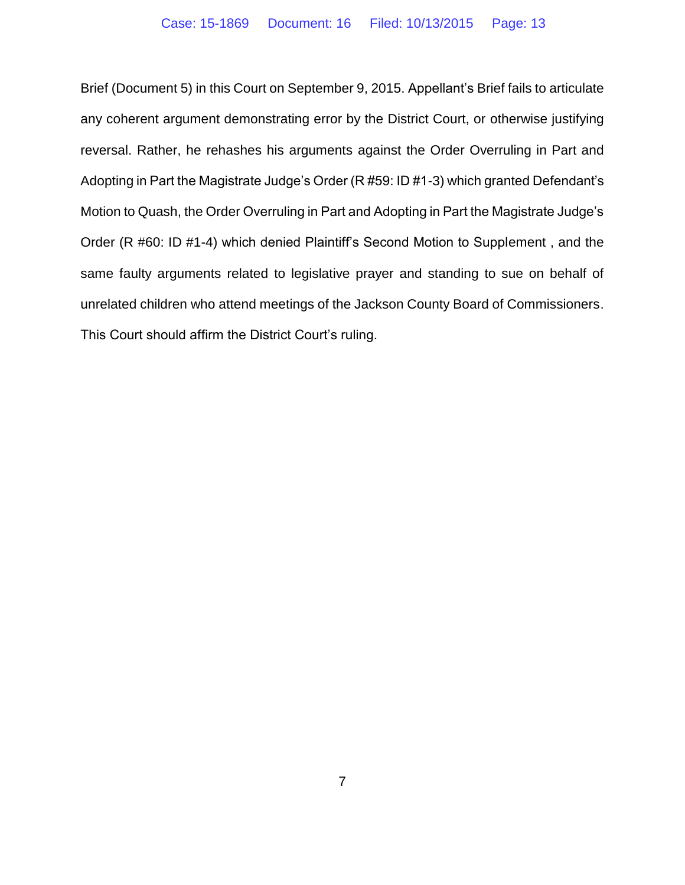Brief (Document 5) in this Court on September 9, 2015. Appellant's Brief fails to articulate any coherent argument demonstrating error by the District Court, or otherwise justifying reversal. Rather, he rehashes his arguments against the Order Overruling in Part and Adopting in Part the Magistrate Judge's Order (R #59: ID #1-3) which granted Defendant's Motion to Quash, the Order Overruling in Part and Adopting in Part the Magistrate Judge's Order (R #60: ID #1-4) which denied Plaintiff's Second Motion to Supplement , and the same faulty arguments related to legislative prayer and standing to sue on behalf of unrelated children who attend meetings of the Jackson County Board of Commissioners. This Court should affirm the District Court's ruling.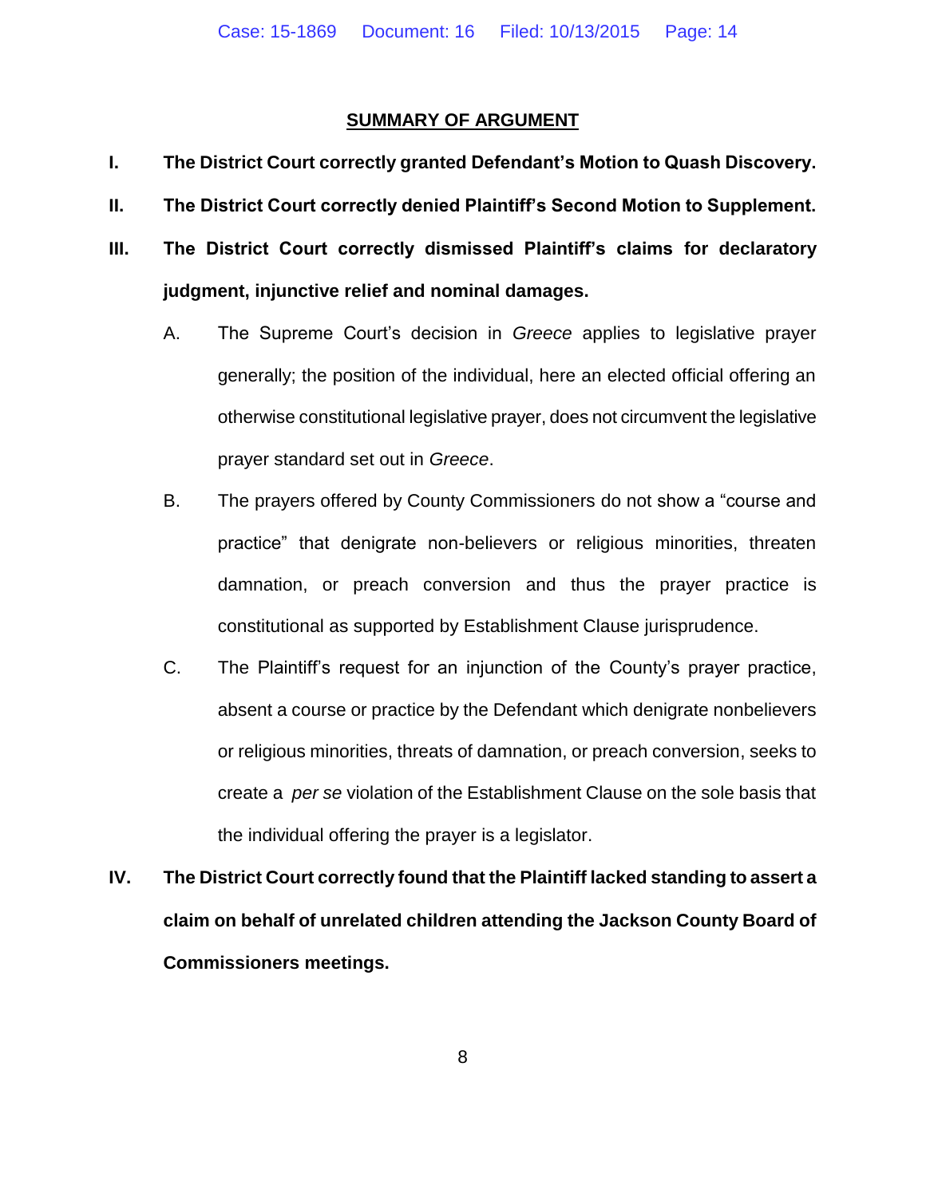## SUMMARY OF ARGUMENT

**I. The District Court correctly granted Defendant's Motion to Quash Discovery.**

**II. The District Court correctly denied Plaintiff's Second Motion to Supplement.**

**III. The District Court correctly dismissed Plaintiff's claims for declaratory judgment, injunctive relief and nominal damages.**

A. The Supreme Court's decision in *Greece* applies to legislative prayer generally; the position of the individual, here an elected official offering an otherwise constitutional legislative prayer, does not circumvent the legislative prayer standard set out in *Greece*.

B. The prayers offered by County Commissioners do not show a "course and practice" that denigrate non-believers or religious minorities, threaten damnation, or preach conversion and thus the prayer practice is constitutional as supported by Establishment Clause jurisprudence.

C. The Plaintiff's request for an injunction of the County's prayer practice, absent a course or practice by the Defendant which denigrate nonbelievers or religious minorities, threats of damnation, or preach conversion, seeks to create a *per se* violation of the Establishment Clause on the sole basis that the individual offering the prayer is a legislator.

**IV. The District Court correctly found that the Plaintiff lacked standing to assert a claim on behalf of unrelated children attending the Jackson County Board of Commissioners meetings.**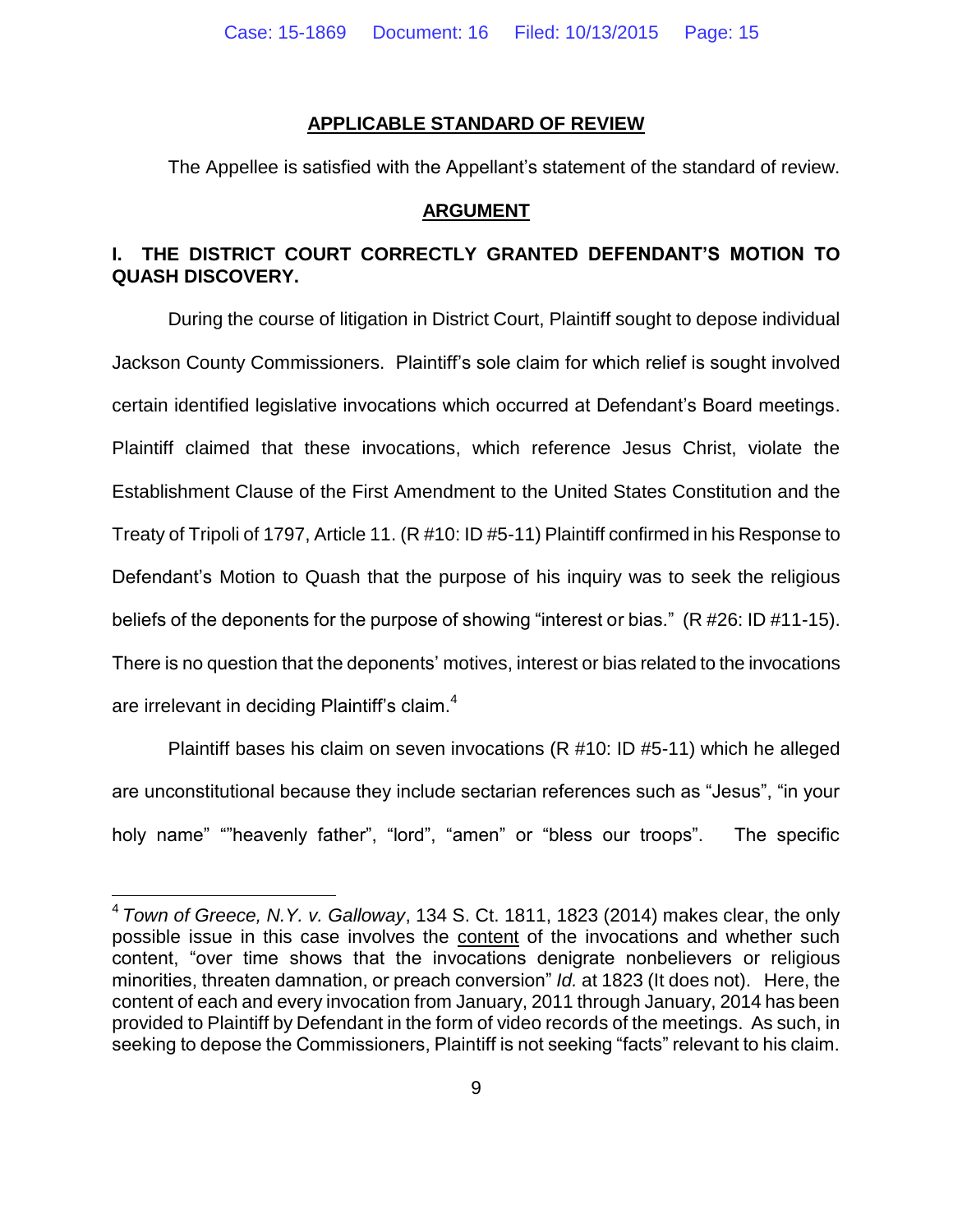## APPLICABLE STANDARD OF REVIEW

The Appellee is satisfied with the Appellant's statement of the standard of review.

## ARGUMENT

### I. THE DISTRICT COURT CORRECTLY GRANTED DEFENDANT'S MOTION TO QUASH DISCOVERY.

During the course of litigation in District Court, Plaintiff sought to depose individual Jackson County Commissioners. Plaintiff's sole claim for which relief is sought involved certain identified legislative invocations which occurred at Defendant's Board meetings. Plaintiff claimed that these invocations, which reference Jesus Christ, violate the Establishment Clause of the First Amendment to the United States Constitution and the Treaty of Tripoli of 1797, Article 11. (R #10: ID #5-11) Plaintiff confirmed in his Response to Defendant's Motion to Quash that the purpose of his inquiry was to seek the religious beliefs of the deponents for the purpose of showing "interest or bias." (R #26: ID #11-15). There is no question that the deponents' motives, interest or bias related to the invocations are irrelevant in deciding Plaintiff's claim.[4]

Plaintiff bases his claim on seven invocations (R #10: ID #5-11) which he alleged are unconstitutional because they include sectarian references such as "Jesus", "in your holy name" ""heavenly father", "lord", "amen" or "bless our troops". The specific

---

[4] *Town of Greece, N.Y. v. Galloway*, 134 S. Ct. 1811, 1823 (2014) makes clear, the only possible issue in this case involves the <u>content</u> of the invocations and whether such content, "over time shows that the invocations denigrate nonbelievers or religious minorities, threaten damnation, or preach conversion" *Id.* at 1823 (It does not). Here, the content of each and every invocation from January, 2011 through January, 2014 has been provided to Plaintiff by Defendant in the form of video records of the meetings. As such, in seeking to depose the Commissioners, Plaintiff is not seeking "facts" relevant to his claim.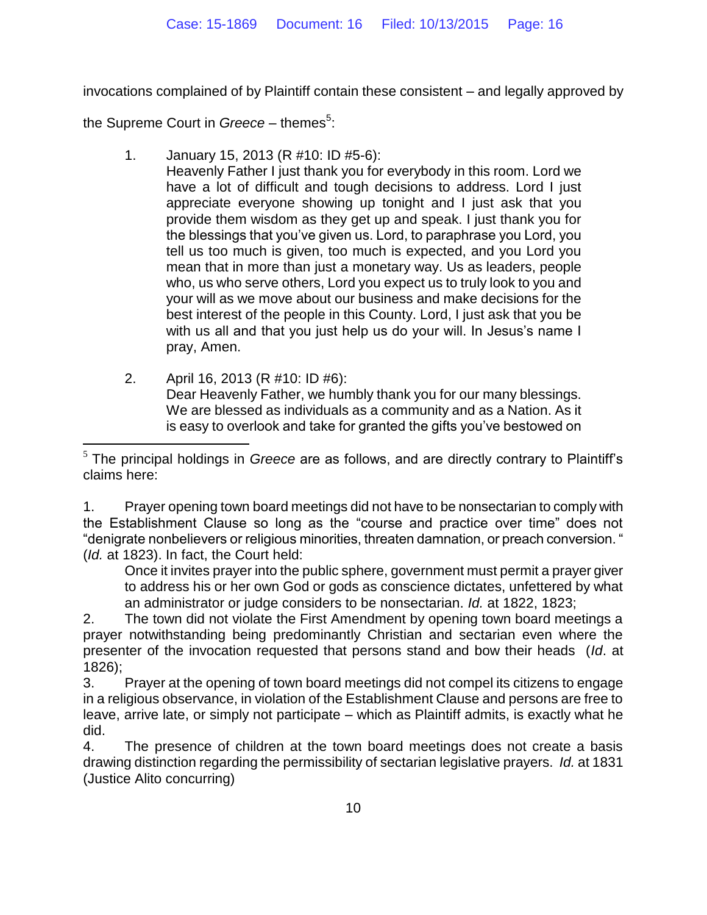invocations complained of by Plaintiff contain these consistent – and legally approved by the Supreme Court in *Greece* – themes[5]:

1. January 15, 2013 (R #10: ID #5-6):
   Heavenly Father I just thank you for everybody in this room. Lord we have a lot of difficult and tough decisions to address. Lord I just appreciate everyone showing up tonight and I just ask that you provide them wisdom as they get up and speak. I just thank you for the blessings that you've given us. Lord, to paraphrase you Lord, you tell us too much is given, too much is expected, and you Lord you mean that in more than just a monetary way. Us as leaders, people who, us who serve others, Lord you expect us to truly look to you and your will as we move about our business and make decisions for the best interest of the people in this County. Lord, I just ask that you be with us all and that you just help us do your will. In Jesus's name I pray, Amen.

2. April 16, 2013 (R #10: ID #6):
   Dear Heavenly Father, we humbly thank you for our many blessings. We are blessed as individuals as a community and as a Nation. As it is easy to overlook and take for granted the gifts you've bestowed on

---

[5] The principal holdings in *Greece* are as follows, and are directly contrary to Plaintiff's claims here:

1. Prayer opening town board meetings did not have to be nonsectarian to comply with the Establishment Clause so long as the "course and practice over time" does not "denigrate nonbelievers or religious minorities, threaten damnation, or preach conversion. " (*Id.* at 1823). In fact, the Court held:

   Once it invites prayer into the public sphere, government must permit a prayer giver to address his or her own God or gods as conscience dictates, unfettered by what an administrator or judge considers to be nonsectarian. *Id.* at 1822, 1823;

2. The town did not violate the First Amendment by opening town board meetings a prayer notwithstanding being predominantly Christian and sectarian even where the presenter of the invocation requested that persons stand and bow their heads (*Id*. at 1826);
3. Prayer at the opening of town board meetings did not compel its citizens to engage in a religious observance, in violation of the Establishment Clause and persons are free to leave, arrive late, or simply not participate – which as Plaintiff admits, is exactly what he did.
4. The presence of children at the town board meetings does not create a basis drawing distinction regarding the permissibility of sectarian legislative prayers. *Id.* at 1831 (Justice Alito concurring)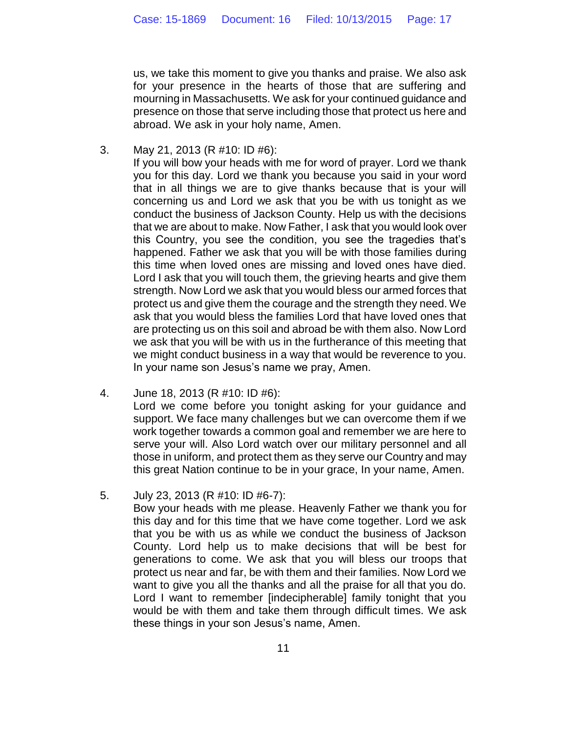us, we take this moment to give you thanks and praise. We also ask for your presence in the hearts of those that are suffering and mourning in Massachusetts. We ask for your continued guidance and presence on those that serve including those that protect us here and abroad. We ask in your holy name, Amen.

3. May 21, 2013 (R #10: ID #6):
   If you will bow your heads with me for word of prayer. Lord we thank you for this day. Lord we thank you because you said in your word that in all things we are to give thanks because that is your will concerning us and Lord we ask that you be with us tonight as we conduct the business of Jackson County. Help us with the decisions that we are about to make. Now Father, I ask that you would look over this Country, you see the condition, you see the tragedies that's happened. Father we ask that you will be with those families during this time when loved ones are missing and loved ones have died. Lord I ask that you will touch them, the grieving hearts and give them strength. Now Lord we ask that you would bless our armed forces that protect us and give them the courage and the strength they need. We ask that you would bless the families Lord that have loved ones that are protecting us on this soil and abroad be with them also. Now Lord we ask that you will be with us in the furtherance of this meeting that we might conduct business in a way that would be reverence to you. In your name son Jesus's name we pray, Amen.

4. June 18, 2013 (R #10: ID #6):
   Lord we come before you tonight asking for your guidance and support. We face many challenges but we can overcome them if we work together towards a common goal and remember we are here to serve your will. Also Lord watch over our military personnel and all those in uniform, and protect them as they serve our Country and may this great Nation continue to be in your grace, In your name, Amen.

5. July 23, 2013 (R #10: ID #6-7):
   Bow your heads with me please. Heavenly Father we thank you for this day and for this time that we have come together. Lord we ask that you be with us as while we conduct the business of Jackson County. Lord help us to make decisions that will be best for generations to come. We ask that you will bless our troops that protect us near and far, be with them and their families. Now Lord we want to give you all the thanks and all the praise for all that you do. Lord I want to remember [indecipherable] family tonight that you would be with them and take them through difficult times. We ask these things in your son Jesus's name, Amen.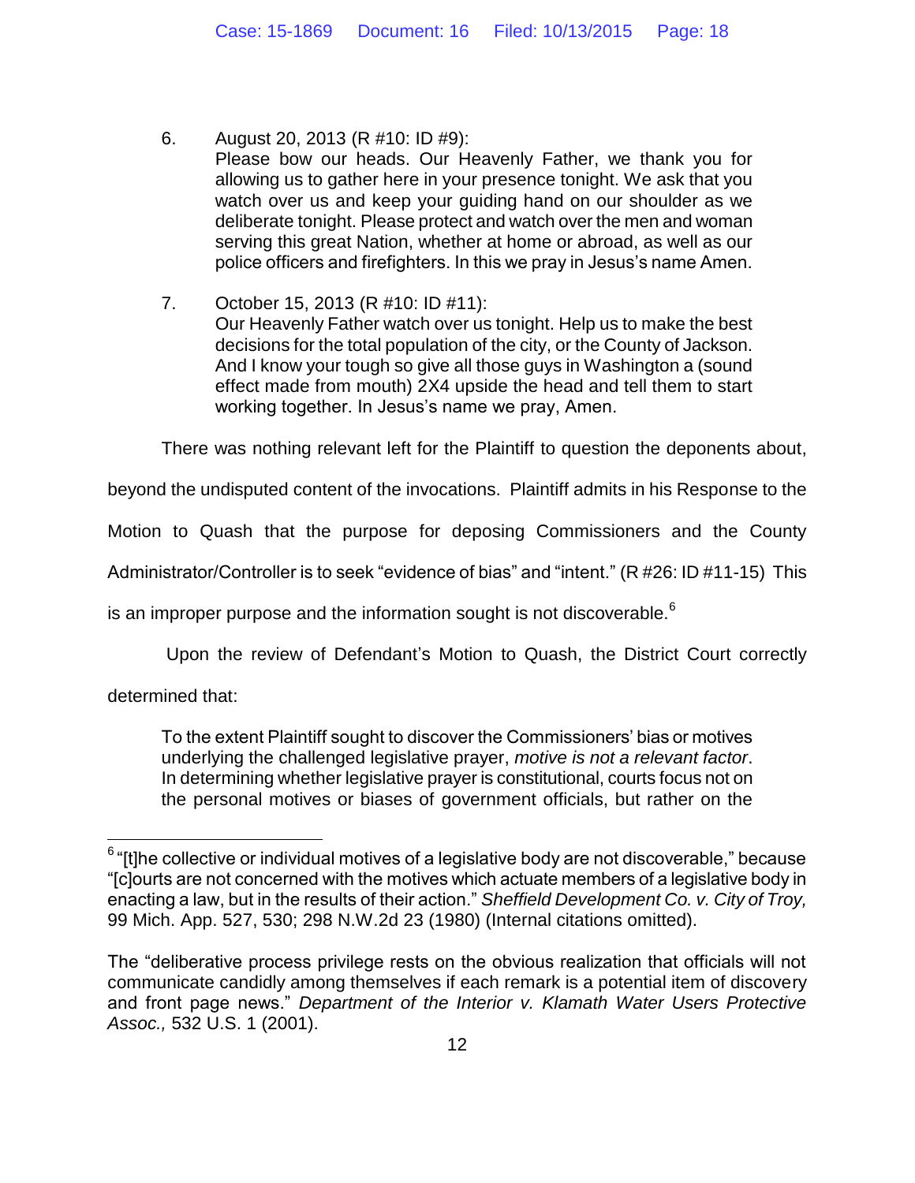6. August 20, 2013 (R #10: ID #9):
   Please bow our heads. Our Heavenly Father, we thank you for allowing us to gather here in your presence tonight. We ask that you watch over us and keep your guiding hand on our shoulder as we deliberate tonight. Please protect and watch over the men and woman serving this great Nation, whether at home or abroad, as well as our police officers and firefighters. In this we pray in Jesus's name Amen.

7. October 15, 2013 (R #10: ID #11):
   Our Heavenly Father watch over us tonight. Help us to make the best decisions for the total population of the city, or the County of Jackson. And I know your tough so give all those guys in Washington a (sound effect made from mouth) 2X4 upside the head and tell them to start working together. In Jesus's name we pray, Amen.

There was nothing relevant left for the Plaintiff to question the deponents about, beyond the undisputed content of the invocations. Plaintiff admits in his Response to the Motion to Quash that the purpose for deposing Commissioners and the County Administrator/Controller is to seek "evidence of bias" and "intent." (R #26: ID #11-15) This is an improper purpose and the information sought is not discoverable.[6]

Upon the review of Defendant's Motion to Quash, the District Court correctly determined that:

> To the extent Plaintiff sought to discover the Commissioners' bias or motives underlying the challenged legislative prayer, *motive is not a relevant factor*. In determining whether legislative prayer is constitutional, courts focus not on the personal motives or biases of government officials, but rather on the

---

[6] "[t]he collective or individual motives of a legislative body are not discoverable," because "[c]ourts are not concerned with the motives which actuate members of a legislative body in enacting a law, but in the results of their action." *Sheffield Development Co. v. City of Troy,* 99 Mich. App. 527, 530; 298 N.W.2d 23 (1980) (Internal citations omitted).

The "deliberative process privilege rests on the obvious realization that officials will not communicate candidly among themselves if each remark is a potential item of discovery and front page news." *Department of the Interior v. Klamath Water Users Protective Assoc.,* 532 U.S. 1 (2001).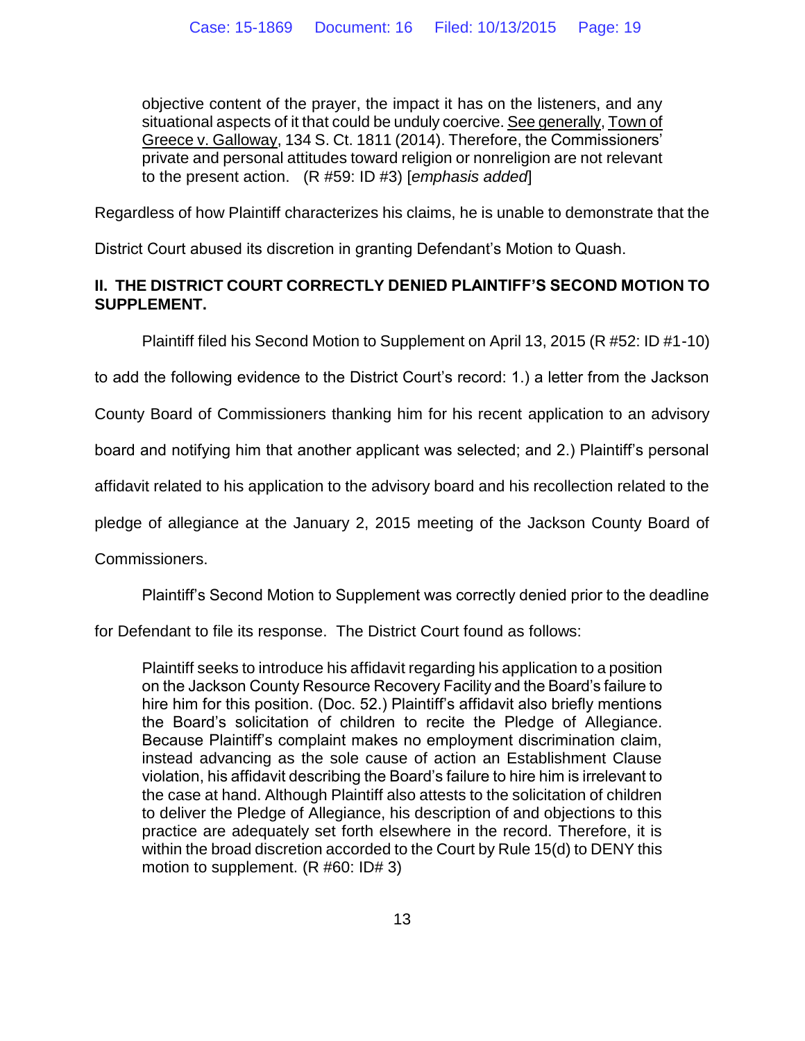> objective content of the prayer, the impact it has on the listeners, and any situational aspects of it that could be unduly coercive. See generally, Town of Greece v. Galloway, 134 S. Ct. 1811 (2014). Therefore, the Commissioners' private and personal attitudes toward religion or nonreligion are not relevant to the present action. (R #59: ID #3) [*emphasis added*]

Regardless of how Plaintiff characterizes his claims, he is unable to demonstrate that the District Court abused its discretion in granting Defendant's Motion to Quash.

## II. THE DISTRICT COURT CORRECTLY DENIED PLAINTIFF'S SECOND MOTION TO SUPPLEMENT.

Plaintiff filed his Second Motion to Supplement on April 13, 2015 (R #52: ID #1-10) to add the following evidence to the District Court's record: 1.) a letter from the Jackson County Board of Commissioners thanking him for his recent application to an advisory board and notifying him that another applicant was selected; and 2.) Plaintiff's personal affidavit related to his application to the advisory board and his recollection related to the pledge of allegiance at the January 2, 2015 meeting of the Jackson County Board of Commissioners.

Plaintiff's Second Motion to Supplement was correctly denied prior to the deadline for Defendant to file its response. The District Court found as follows:

> Plaintiff seeks to introduce his affidavit regarding his application to a position on the Jackson County Resource Recovery Facility and the Board's failure to hire him for this position. (Doc. 52.) Plaintiff's affidavit also briefly mentions the Board's solicitation of children to recite the Pledge of Allegiance. Because Plaintiff's complaint makes no employment discrimination claim, instead advancing as the sole cause of action an Establishment Clause violation, his affidavit describing the Board's failure to hire him is irrelevant to the case at hand. Although Plaintiff also attests to the solicitation of children to deliver the Pledge of Allegiance, his description of and objections to this practice are adequately set forth elsewhere in the record. Therefore, it is within the broad discretion accorded to the Court by Rule 15(d) to DENY this motion to supplement. (R #60: ID# 3)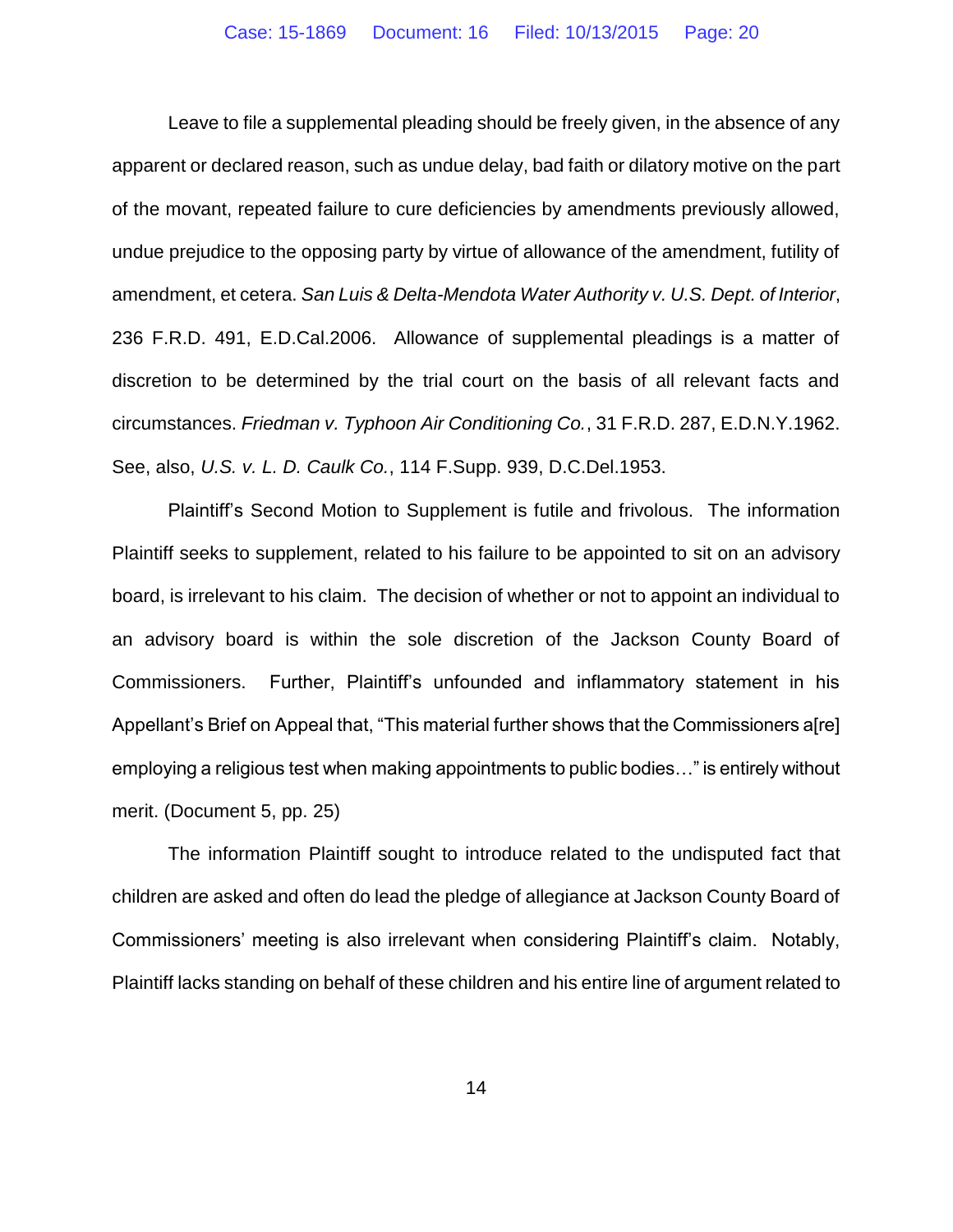Leave to file a supplemental pleading should be freely given, in the absence of any apparent or declared reason, such as undue delay, bad faith or dilatory motive on the part of the movant, repeated failure to cure deficiencies by amendments previously allowed, undue prejudice to the opposing party by virtue of allowance of the amendment, futility of amendment, et cetera. *San Luis & Delta-Mendota Water Authority v. U.S. Dept. of Interior*, 236 F.R.D. 491, E.D.Cal.2006. Allowance of supplemental pleadings is a matter of discretion to be determined by the trial court on the basis of all relevant facts and circumstances. *Friedman v. Typhoon Air Conditioning Co.*, 31 F.R.D. 287, E.D.N.Y.1962. See, also, *U.S. v. L. D. Caulk Co.*, 114 F.Supp. 939, D.C.Del.1953.

Plaintiff's Second Motion to Supplement is futile and frivolous. The information Plaintiff seeks to supplement, related to his failure to be appointed to sit on an advisory board, is irrelevant to his claim. The decision of whether or not to appoint an individual to an advisory board is within the sole discretion of the Jackson County Board of Commissioners. Further, Plaintiff's unfounded and inflammatory statement in his Appellant's Brief on Appeal that, "This material further shows that the Commissioners a[re] employing a religious test when making appointments to public bodies…" is entirely without merit. (Document 5, pp. 25)

The information Plaintiff sought to introduce related to the undisputed fact that children are asked and often do lead the pledge of allegiance at Jackson County Board of Commissioners' meeting is also irrelevant when considering Plaintiff's claim. Notably, Plaintiff lacks standing on behalf of these children and his entire line of argument related to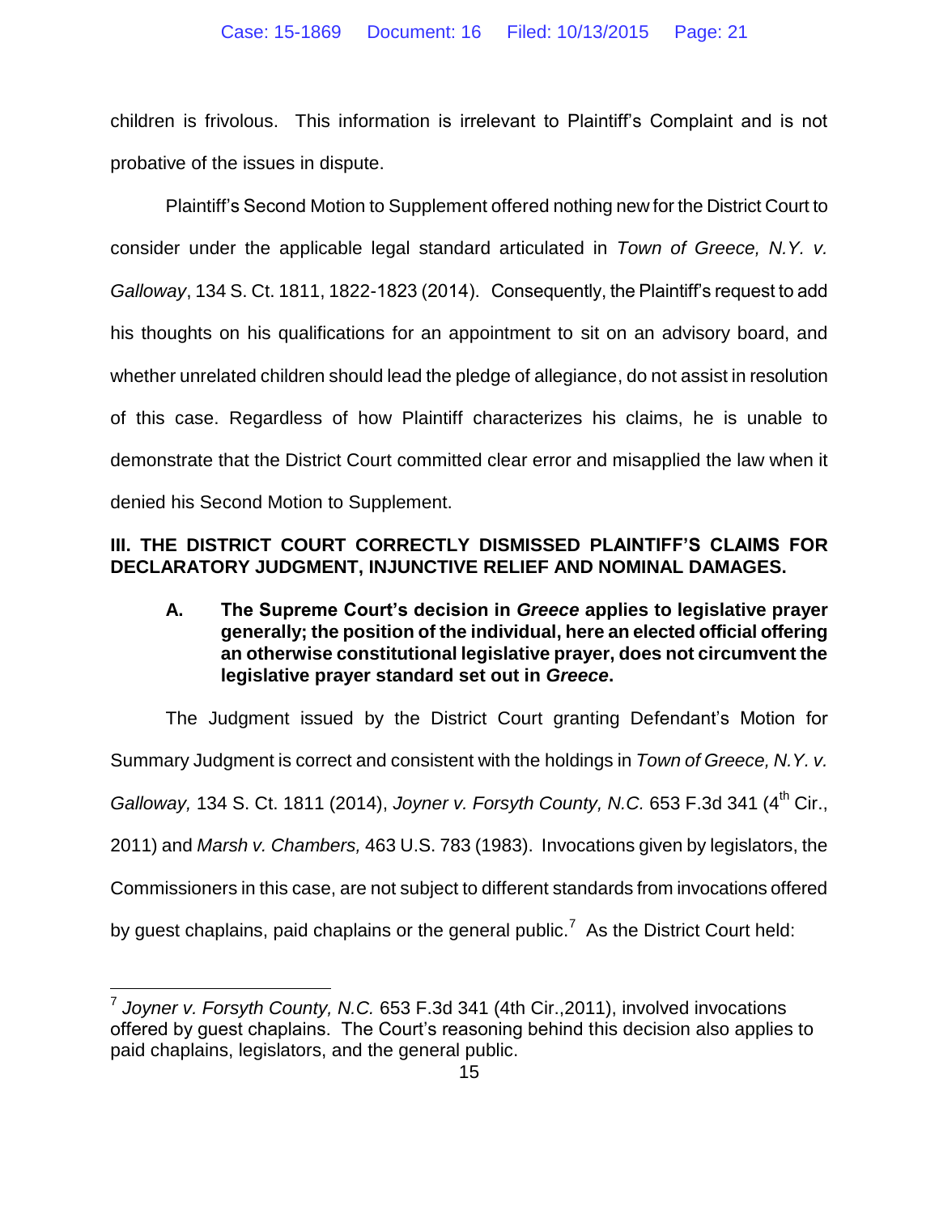children is frivolous. This information is irrelevant to Plaintiff's Complaint and is not probative of the issues in dispute.

Plaintiff's Second Motion to Supplement offered nothing new for the District Court to consider under the applicable legal standard articulated in *Town of Greece, N.Y. v. Galloway*, 134 S. Ct. 1811, 1822-1823 (2014). Consequently, the Plaintiff's request to add his thoughts on his qualifications for an appointment to sit on an advisory board, and whether unrelated children should lead the pledge of allegiance, do not assist in resolution of this case. Regardless of how Plaintiff characterizes his claims, he is unable to demonstrate that the District Court committed clear error and misapplied the law when it denied his Second Motion to Supplement.

## III. THE DISTRICT COURT CORRECTLY DISMISSED PLAINTIFF'S CLAIMS FOR DECLARATORY JUDGMENT, INJUNCTIVE RELIEF AND NOMINAL DAMAGES.

### A. The Supreme Court's decision in *Greece* applies to legislative prayer generally; the position of the individual, here an elected official offering an otherwise constitutional legislative prayer, does not circumvent the legislative prayer standard set out in *Greece*.

The Judgment issued by the District Court granting Defendant's Motion for Summary Judgment is correct and consistent with the holdings in *Town of Greece, N.Y. v. Galloway,* 134 S. Ct. 1811 (2014), *Joyner v. Forsyth County, N.C.* 653 F.3d 341 (4th Cir., 2011) and *Marsh v. Chambers,* 463 U.S. 783 (1983). Invocations given by legislators, the Commissioners in this case, are not subject to different standards from invocations offered by guest chaplains, paid chaplains or the general public.[7] As the District Court held:

---

[7] *Joyner v. Forsyth County, N.C.* 653 F.3d 341 (4th Cir.,2011), involved invocations offered by guest chaplains. The Court's reasoning behind this decision also applies to paid chaplains, legislators, and the general public.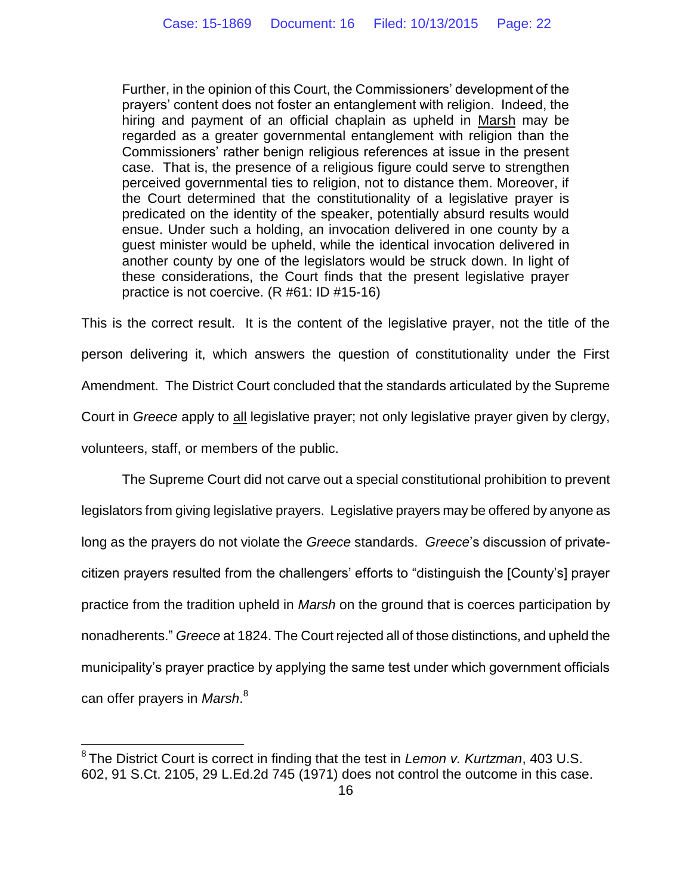> Further, in the opinion of this Court, the Commissioners' development of the prayers' content does not foster an entanglement with religion. Indeed, the hiring and payment of an official chaplain as upheld in Marsh may be regarded as a greater governmental entanglement with religion than the Commissioners' rather benign religious references at issue in the present case. That is, the presence of a religious figure could serve to strengthen perceived governmental ties to religion, not to distance them. Moreover, if the Court determined that the constitutionality of a legislative prayer is predicated on the identity of the speaker, potentially absurd results would ensue. Under such a holding, an invocation delivered in one county by a guest minister would be upheld, while the identical invocation delivered in another county by one of the legislators would be struck down. In light of these considerations, the Court finds that the present legislative prayer practice is not coercive. (R #61: ID #15-16)

This is the correct result. It is the content of the legislative prayer, not the title of the person delivering it, which answers the question of constitutionality under the First Amendment. The District Court concluded that the standards articulated by the Supreme Court in *Greece* apply to all legislative prayer; not only legislative prayer given by clergy, volunteers, staff, or members of the public.

The Supreme Court did not carve out a special constitutional prohibition to prevent legislators from giving legislative prayers. Legislative prayers may be offered by anyone as long as the prayers do not violate the *Greece* standards. *Greece*'s discussion of private-citizen prayers resulted from the challengers' efforts to "distinguish the [County's] prayer practice from the tradition upheld in *Marsh* on the ground that is coerces participation by nonadherents." *Greece* at 1824. The Court rejected all of those distinctions, and upheld the municipality's prayer practice by applying the same test under which government officials can offer prayers in *Marsh*.[8]

[8] The District Court is correct in finding that the test in *Lemon v. Kurtzman*, 403 U.S. 602, 91 S.Ct. 2105, 29 L.Ed.2d 745 (1971) does not control the outcome in this case.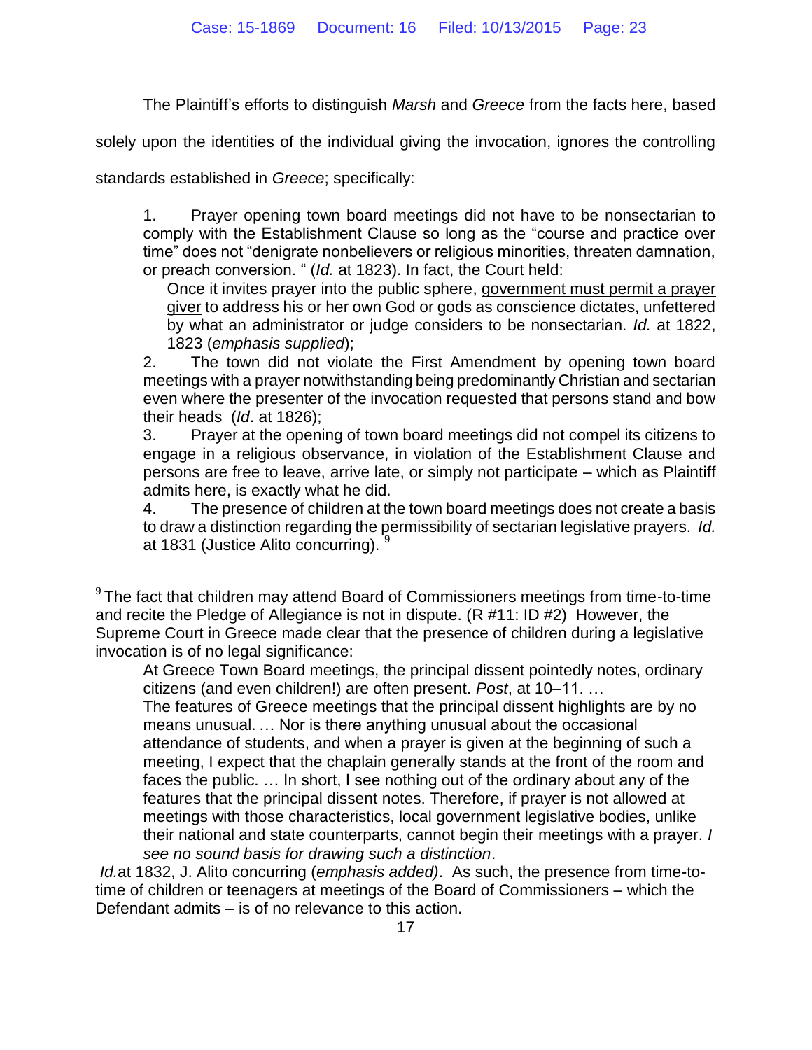The Plaintiff's efforts to distinguish *Marsh* and *Greece* from the facts here, based solely upon the identities of the individual giving the invocation, ignores the controlling standards established in *Greece*; specifically:

> 1. Prayer opening town board meetings did not have to be nonsectarian to comply with the Establishment Clause so long as the "course and practice over time" does not "denigrate nonbelievers or religious minorities, threaten damnation, or preach conversion. " (*Id.* at 1823). In fact, the Court held:
>
> > Once it invites prayer into the public sphere, <u>government must permit a prayer giver</u> to address his or her own God or gods as conscience dictates, unfettered by what an administrator or judge considers to be nonsectarian. *Id.* at 1822, 1823 (*emphasis supplied*);
>
> 2. The town did not violate the First Amendment by opening town board meetings with a prayer notwithstanding being predominantly Christian and sectarian even where the presenter of the invocation requested that persons stand and bow their heads (*Id*. at 1826);
>
> 3. Prayer at the opening of town board meetings did not compel its citizens to engage in a religious observance, in violation of the Establishment Clause and persons are free to leave, arrive late, or simply not participate – which as Plaintiff admits here, is exactly what he did.
>
> 4. The presence of children at the town board meetings does not create a basis to draw a distinction regarding the permissibility of sectarian legislative prayers. *Id.* at 1831 (Justice Alito concurring). [9]

---

[9] The fact that children may attend Board of Commissioners meetings from time-to-time and recite the Pledge of Allegiance is not in dispute. (R #11: ID #2) However, the Supreme Court in Greece made clear that the presence of children during a legislative invocation is of no legal significance:

> At Greece Town Board meetings, the principal dissent pointedly notes, ordinary citizens (and even children!) are often present. *Post*, at 10–11. …
>
> The features of Greece meetings that the principal dissent highlights are by no means unusual. … Nor is there anything unusual about the occasional attendance of students, and when a prayer is given at the beginning of such a meeting, I expect that the chaplain generally stands at the front of the room and faces the public. … In short, I see nothing out of the ordinary about any of the features that the principal dissent notes. Therefore, if prayer is not allowed at meetings with those characteristics, local government legislative bodies, unlike their national and state counterparts, cannot begin their meetings with a prayer. *I see no sound basis for drawing such a distinction*.

*Id.*at 1832, J. Alito concurring (*emphasis added)*. As such, the presence from time-to-time of children or teenagers at meetings of the Board of Commissioners – which the Defendant admits – is of no relevance to this action.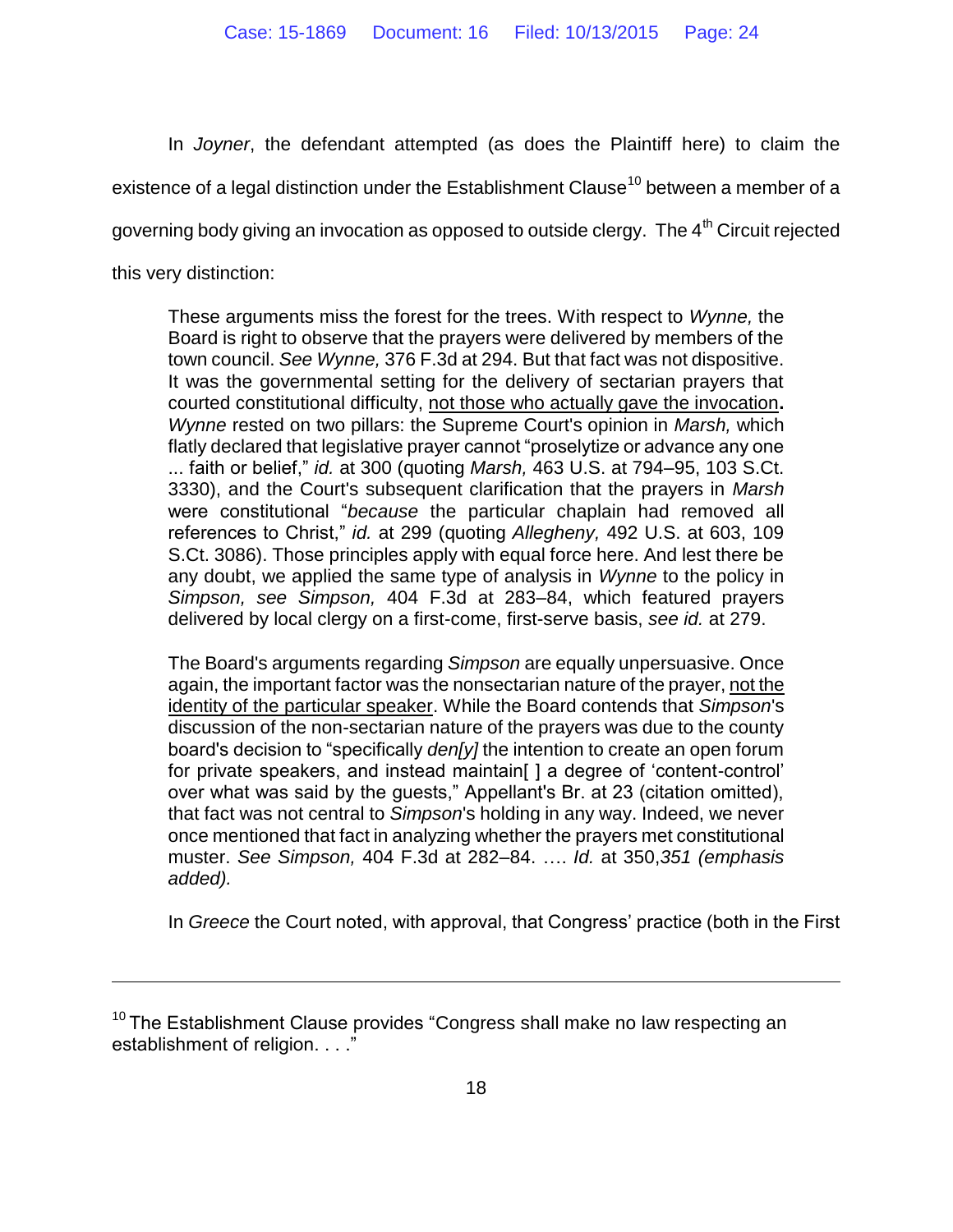In *Joyner*, the defendant attempted (as does the Plaintiff here) to claim the existence of a legal distinction under the Establishment Clause[10] between a member of a governing body giving an invocation as opposed to outside clergy. The 4th Circuit rejected this very distinction:

> These arguments miss the forest for the trees. With respect to *Wynne,* the Board is right to observe that the prayers were delivered by members of the town council. *See Wynne,* 376 F.3d at 294. But that fact was not dispositive. It was the governmental setting for the delivery of sectarian prayers that courted constitutional difficulty, <u>not those who actually gave the invocation</u>**.** *Wynne* rested on two pillars: the Supreme Court's opinion in *Marsh,* which flatly declared that legislative prayer cannot "proselytize or advance any one ... faith or belief," *id.* at 300 (quoting *Marsh,* 463 U.S. at 794–95, 103 S.Ct. 3330), and the Court's subsequent clarification that the prayers in *Marsh* were constitutional "*because* the particular chaplain had removed all references to Christ," *id.* at 299 (quoting *Allegheny,* 492 U.S. at 603, 109 S.Ct. 3086). Those principles apply with equal force here. And lest there be any doubt, we applied the same type of analysis in *Wynne* to the policy in *Simpson, see Simpson,* 404 F.3d at 283–84, which featured prayers delivered by local clergy on a first-come, first-serve basis, *see id.* at 279.
>
> The Board's arguments regarding *Simpson* are equally unpersuasive. Once again, the important factor was the nonsectarian nature of the prayer, <u>not the identity of the particular speaker</u>. While the Board contends that *Simpson*'s discussion of the non-sectarian nature of the prayers was due to the county board's decision to "specifically *den[y]* the intention to create an open forum for private speakers, and instead maintain[ ] a degree of 'content-control' over what was said by the guests," Appellant's Br. at 23 (citation omitted), that fact was not central to *Simpson*'s holding in any way. Indeed, we never once mentioned that fact in analyzing whether the prayers met constitutional muster. *See Simpson,* 404 F.3d at 282–84. …. *Id.* at 350,*351 (emphasis added).*

In *Greece* the Court noted, with approval, that Congress' practice (both in the First

---

[10] The Establishment Clause provides "Congress shall make no law respecting an establishment of religion. . . ."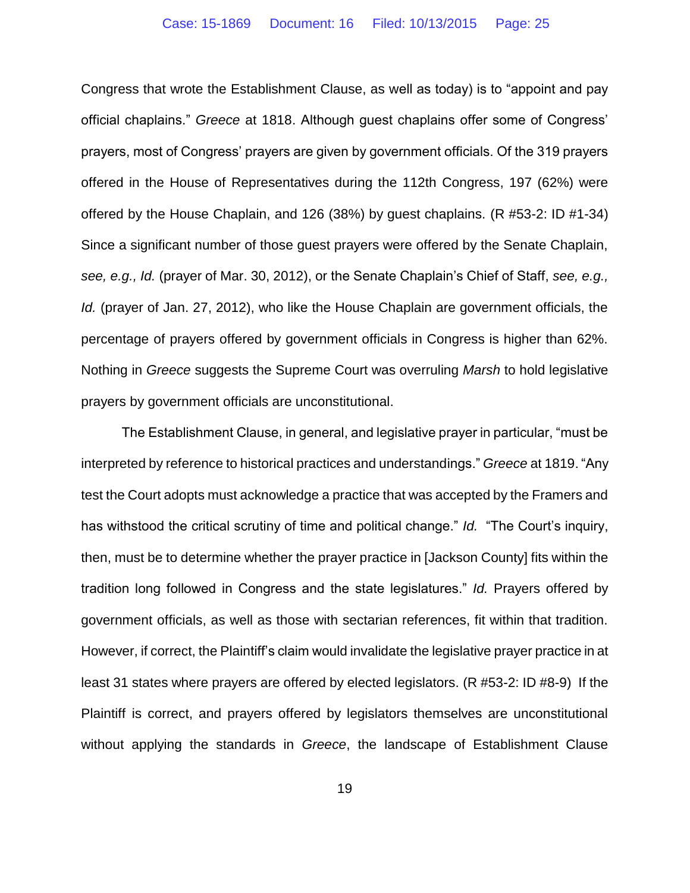Congress that wrote the Establishment Clause, as well as today) is to "appoint and pay official chaplains." *Greece* at 1818. Although guest chaplains offer some of Congress' prayers, most of Congress' prayers are given by government officials. Of the 319 prayers offered in the House of Representatives during the 112th Congress, 197 (62%) were offered by the House Chaplain, and 126 (38%) by guest chaplains. (R #53-2: ID #1-34) Since a significant number of those guest prayers were offered by the Senate Chaplain, *see, e.g., Id.* (prayer of Mar. 30, 2012), or the Senate Chaplain's Chief of Staff, *see, e.g., Id.* (prayer of Jan. 27, 2012), who like the House Chaplain are government officials, the percentage of prayers offered by government officials in Congress is higher than 62%. Nothing in *Greece* suggests the Supreme Court was overruling *Marsh* to hold legislative prayers by government officials are unconstitutional.

The Establishment Clause, in general, and legislative prayer in particular, "must be interpreted by reference to historical practices and understandings." *Greece* at 1819. "Any test the Court adopts must acknowledge a practice that was accepted by the Framers and has withstood the critical scrutiny of time and political change." *Id.* "The Court's inquiry, then, must be to determine whether the prayer practice in [Jackson County] fits within the tradition long followed in Congress and the state legislatures." *Id.* Prayers offered by government officials, as well as those with sectarian references, fit within that tradition. However, if correct, the Plaintiff's claim would invalidate the legislative prayer practice in at least 31 states where prayers are offered by elected legislators. (R #53-2: ID #8-9) If the Plaintiff is correct, and prayers offered by legislators themselves are unconstitutional without applying the standards in *Greece*, the landscape of Establishment Clause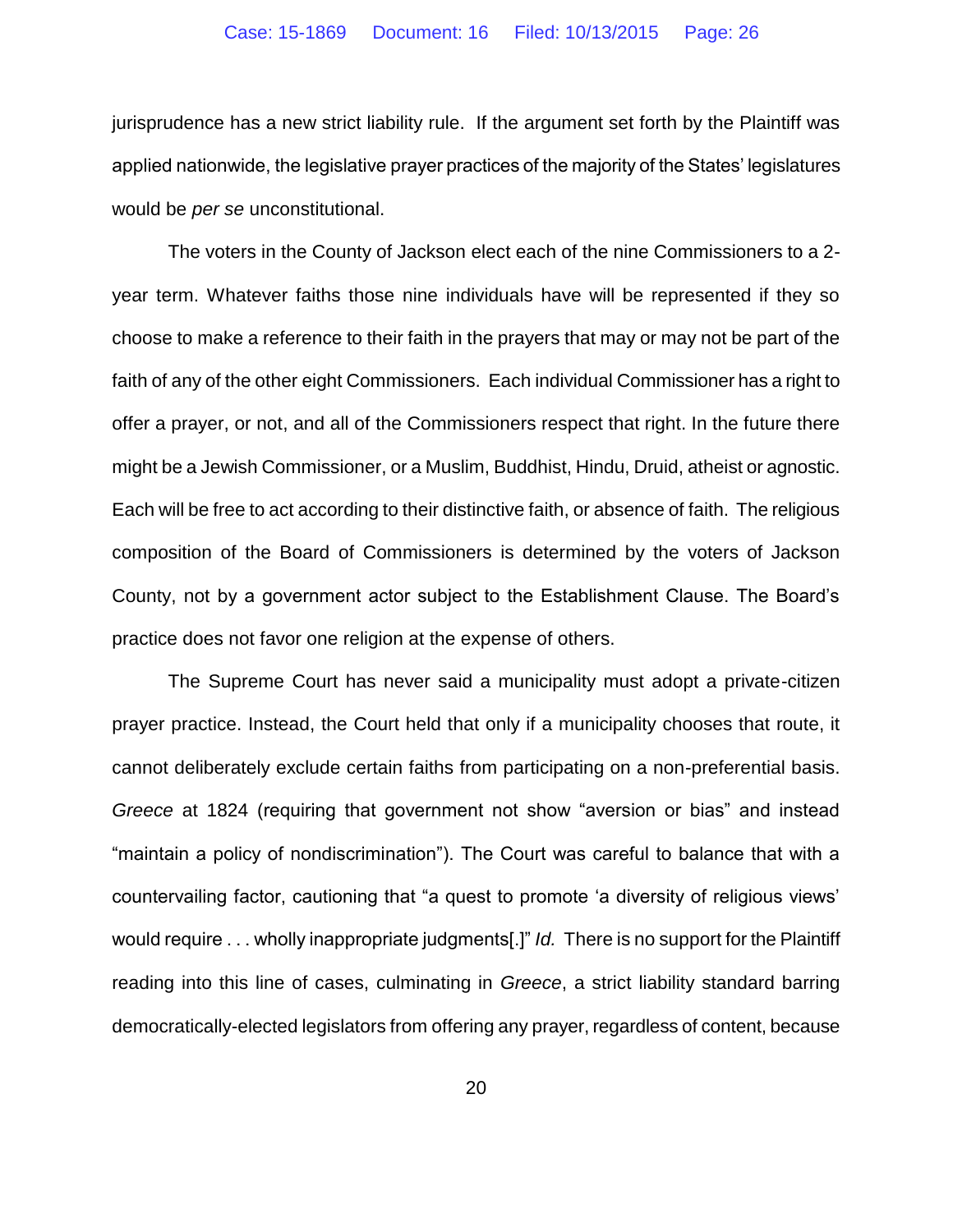jurisprudence has a new strict liability rule. If the argument set forth by the Plaintiff was applied nationwide, the legislative prayer practices of the majority of the States' legislatures would be *per se* unconstitutional.

The voters in the County of Jackson elect each of the nine Commissioners to a 2-year term. Whatever faiths those nine individuals have will be represented if they so choose to make a reference to their faith in the prayers that may or may not be part of the faith of any of the other eight Commissioners. Each individual Commissioner has a right to offer a prayer, or not, and all of the Commissioners respect that right. In the future there might be a Jewish Commissioner, or a Muslim, Buddhist, Hindu, Druid, atheist or agnostic. Each will be free to act according to their distinctive faith, or absence of faith. The religious composition of the Board of Commissioners is determined by the voters of Jackson County, not by a government actor subject to the Establishment Clause. The Board's practice does not favor one religion at the expense of others.

The Supreme Court has never said a municipality must adopt a private-citizen prayer practice. Instead, the Court held that only if a municipality chooses that route, it cannot deliberately exclude certain faiths from participating on a non-preferential basis. *Greece* at 1824 (requiring that government not show "aversion or bias" and instead "maintain a policy of nondiscrimination"). The Court was careful to balance that with a countervailing factor, cautioning that "a quest to promote 'a diversity of religious views' would require . . . wholly inappropriate judgments[.]" *Id.* There is no support for the Plaintiff reading into this line of cases, culminating in *Greece*, a strict liability standard barring democratically-elected legislators from offering any prayer, regardless of content, because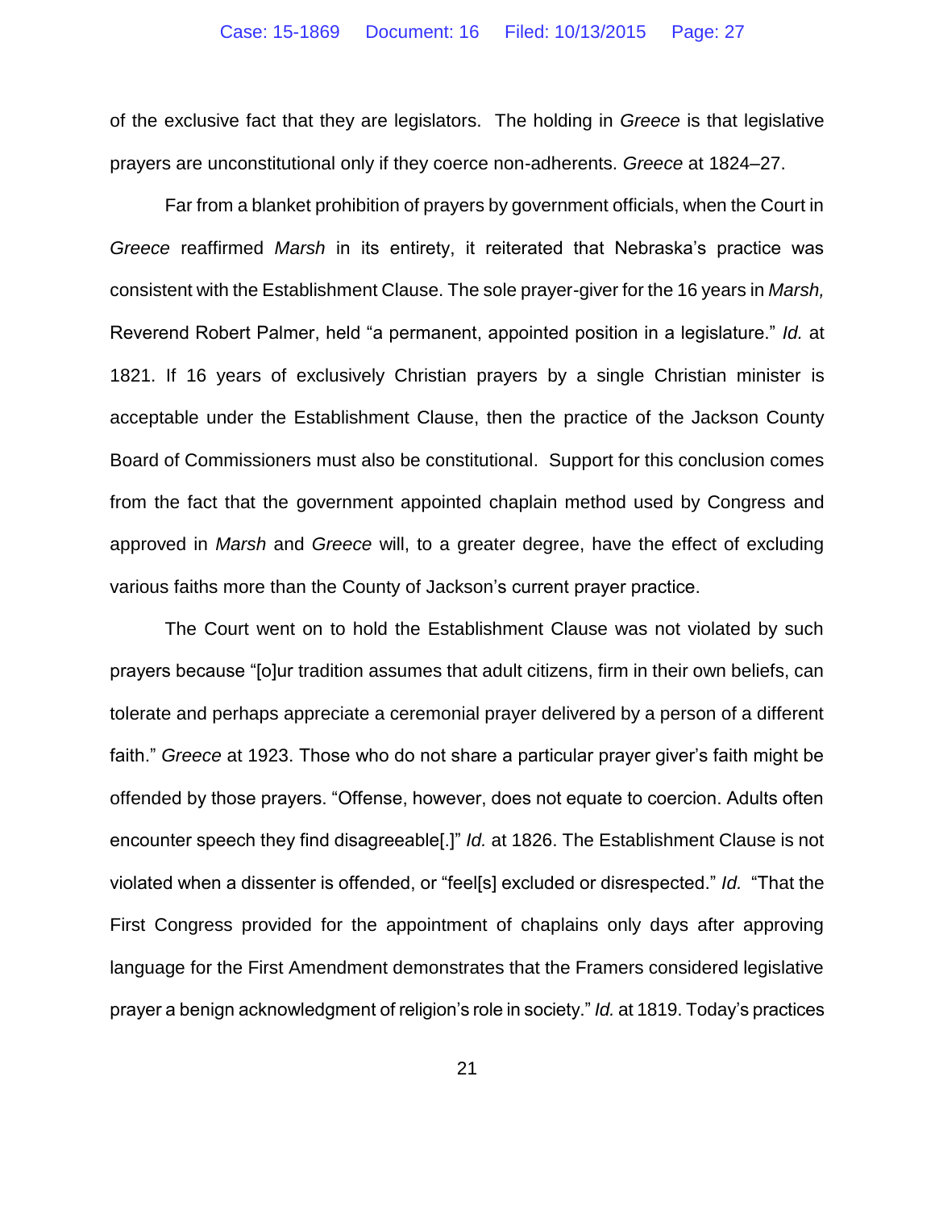of the exclusive fact that they are legislators. The holding in *Greece* is that legislative prayers are unconstitutional only if they coerce non-adherents. *Greece* at 1824–27.

Far from a blanket prohibition of prayers by government officials, when the Court in *Greece* reaffirmed *Marsh* in its entirety, it reiterated that Nebraska's practice was consistent with the Establishment Clause. The sole prayer-giver for the 16 years in *Marsh,* Reverend Robert Palmer, held "a permanent, appointed position in a legislature." *Id.* at 1821. If 16 years of exclusively Christian prayers by a single Christian minister is acceptable under the Establishment Clause, then the practice of the Jackson County Board of Commissioners must also be constitutional. Support for this conclusion comes from the fact that the government appointed chaplain method used by Congress and approved in *Marsh* and *Greece* will, to a greater degree, have the effect of excluding various faiths more than the County of Jackson's current prayer practice.

The Court went on to hold the Establishment Clause was not violated by such prayers because "[o]ur tradition assumes that adult citizens, firm in their own beliefs, can tolerate and perhaps appreciate a ceremonial prayer delivered by a person of a different faith." *Greece* at 1923. Those who do not share a particular prayer giver's faith might be offended by those prayers. "Offense, however, does not equate to coercion. Adults often encounter speech they find disagreeable[.]" *Id.* at 1826. The Establishment Clause is not violated when a dissenter is offended, or "feel[s] excluded or disrespected." *Id.* "That the First Congress provided for the appointment of chaplains only days after approving language for the First Amendment demonstrates that the Framers considered legislative prayer a benign acknowledgment of religion's role in society." *Id.* at 1819. Today's practices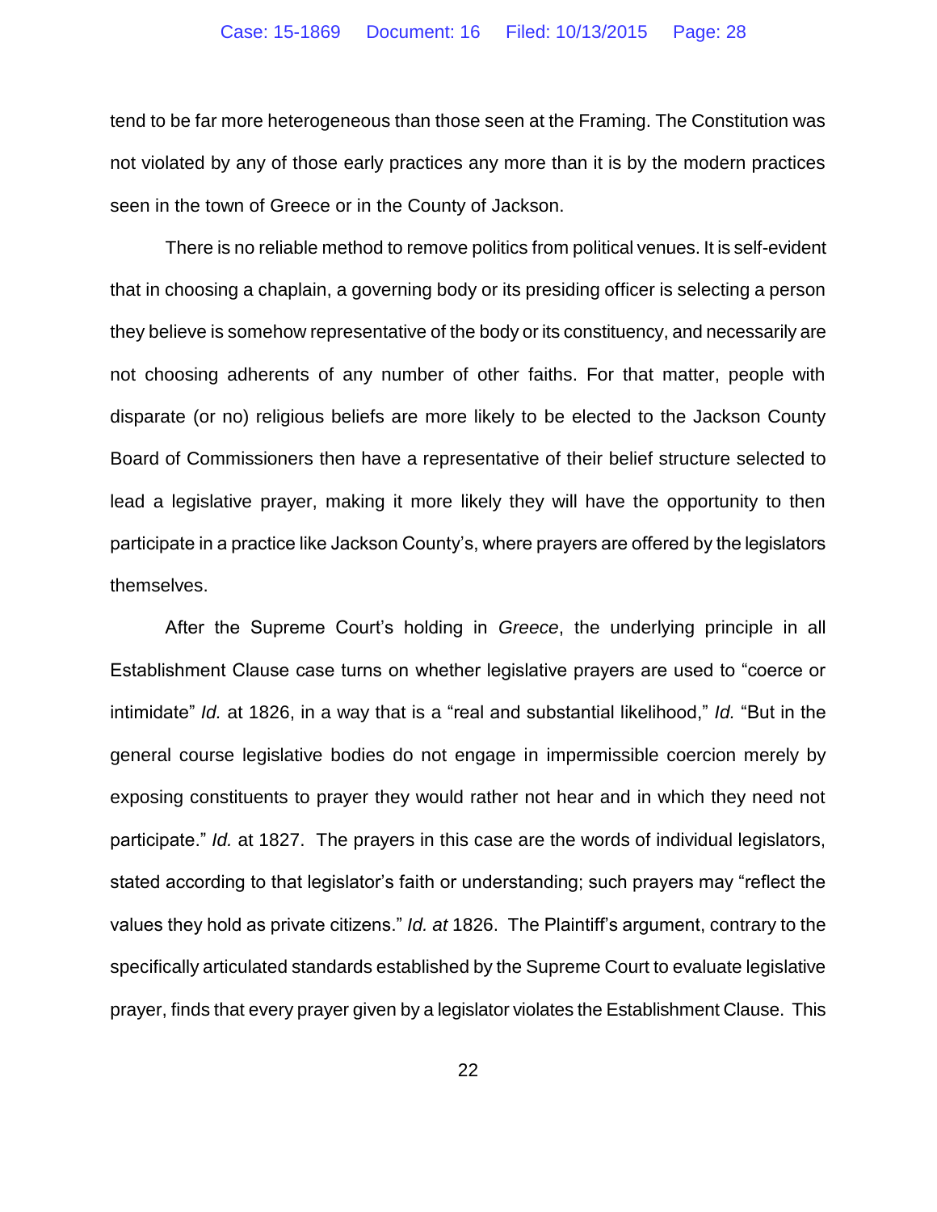tend to be far more heterogeneous than those seen at the Framing. The Constitution was not violated by any of those early practices any more than it is by the modern practices seen in the town of Greece or in the County of Jackson.

There is no reliable method to remove politics from political venues. It is self-evident that in choosing a chaplain, a governing body or its presiding officer is selecting a person they believe is somehow representative of the body or its constituency, and necessarily are not choosing adherents of any number of other faiths. For that matter, people with disparate (or no) religious beliefs are more likely to be elected to the Jackson County Board of Commissioners then have a representative of their belief structure selected to lead a legislative prayer, making it more likely they will have the opportunity to then participate in a practice like Jackson County's, where prayers are offered by the legislators themselves.

After the Supreme Court's holding in *Greece*, the underlying principle in all Establishment Clause case turns on whether legislative prayers are used to "coerce or intimidate" *Id.* at 1826, in a way that is a "real and substantial likelihood," *Id.* "But in the general course legislative bodies do not engage in impermissible coercion merely by exposing constituents to prayer they would rather not hear and in which they need not participate." *Id.* at 1827. The prayers in this case are the words of individual legislators, stated according to that legislator's faith or understanding; such prayers may "reflect the values they hold as private citizens." *Id. at* 1826. The Plaintiff's argument, contrary to the specifically articulated standards established by the Supreme Court to evaluate legislative prayer, finds that every prayer given by a legislator violates the Establishment Clause. This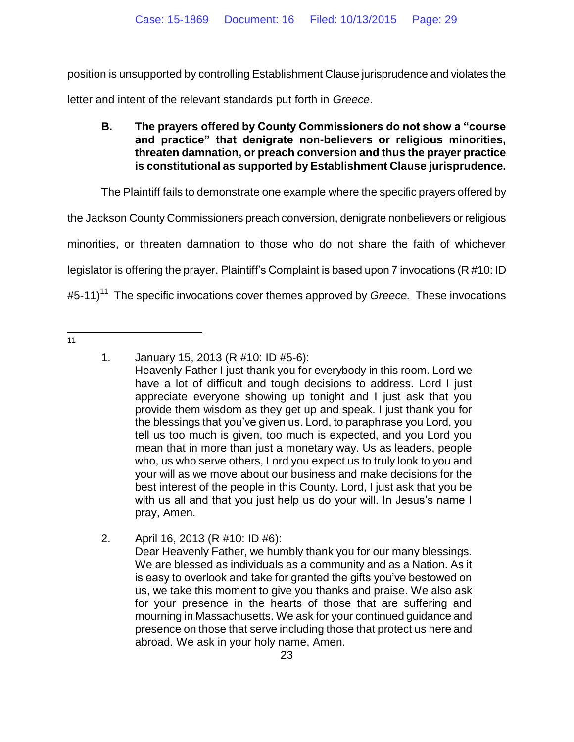position is unsupported by controlling Establishment Clause jurisprudence and violates the letter and intent of the relevant standards put forth in *Greece*.

**B. The prayers offered by County Commissioners do not show a "course and practice" that denigrate non-believers or religious minorities, threaten damnation, or preach conversion and thus the prayer practice is constitutional as supported by Establishment Clause jurisprudence.**

The Plaintiff fails to demonstrate one example where the specific prayers offered by the Jackson County Commissioners preach conversion, denigrate nonbelievers or religious minorities, or threaten damnation to those who do not share the faith of whichever legislator is offering the prayer. Plaintiff's Complaint is based upon 7 invocations (R #10: ID #5-11)[11] The specific invocations cover themes approved by *Greece.* These invocations

---

[11]

1. January 15, 2013 (R #10: ID #5-6):
   Heavenly Father I just thank you for everybody in this room. Lord we have a lot of difficult and tough decisions to address. Lord I just appreciate everyone showing up tonight and I just ask that you provide them wisdom as they get up and speak. I just thank you for the blessings that you've given us. Lord, to paraphrase you Lord, you tell us too much is given, too much is expected, and you Lord you mean that in more than just a monetary way. Us as leaders, people who, us who serve others, Lord you expect us to truly look to you and your will as we move about our business and make decisions for the best interest of the people in this County. Lord, I just ask that you be with us all and that you just help us do your will. In Jesus's name I pray, Amen.

2. April 16, 2013 (R #10: ID #6):
   Dear Heavenly Father, we humbly thank you for our many blessings. We are blessed as individuals as a community and as a Nation. As it is easy to overlook and take for granted the gifts you've bestowed on us, we take this moment to give you thanks and praise. We also ask for your presence in the hearts of those that are suffering and mourning in Massachusetts. We ask for your continued guidance and presence on those that serve including those that protect us here and abroad. We ask in your holy name, Amen.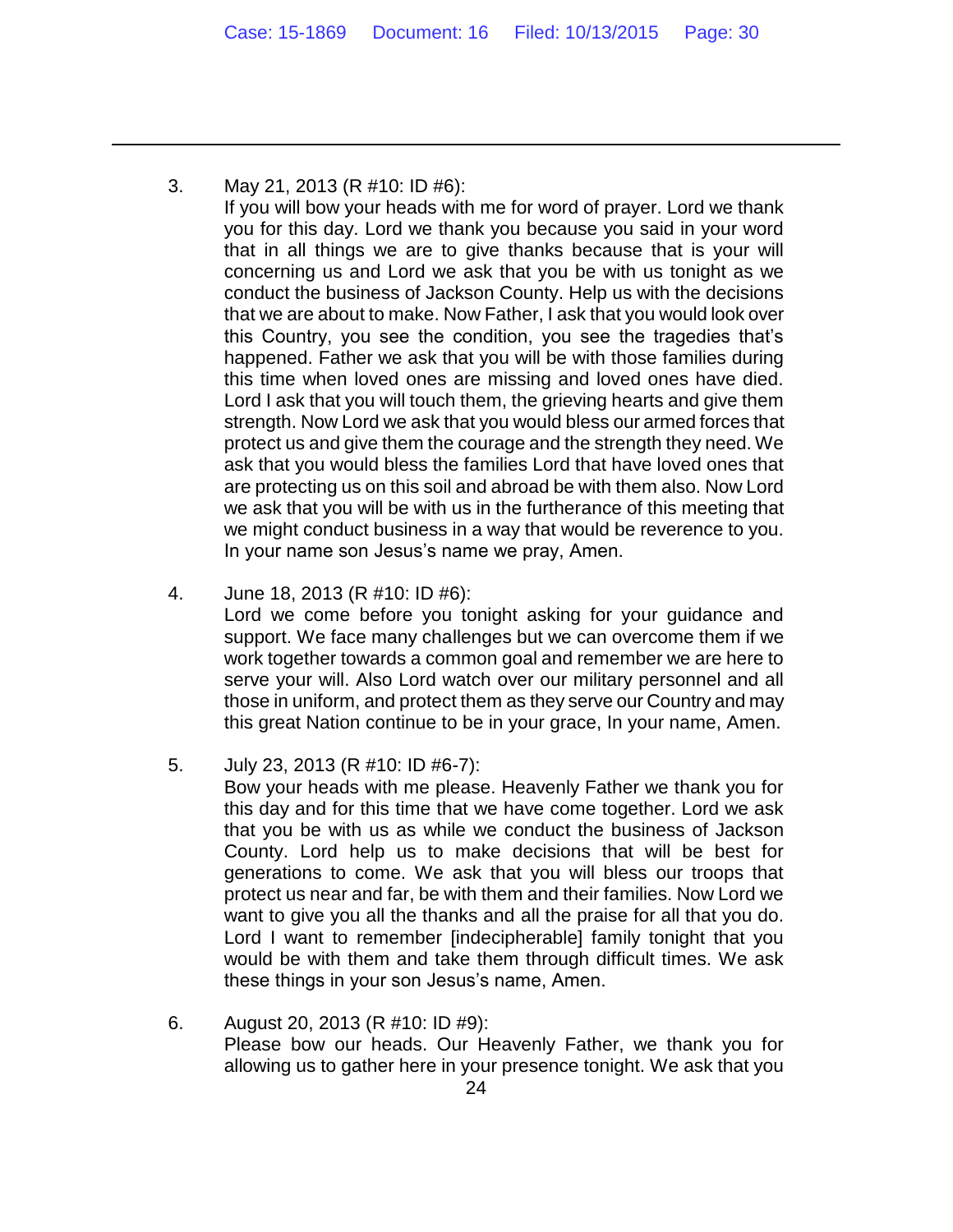3. May 21, 2013 (R #10: ID #6):
   If you will bow your heads with me for word of prayer. Lord we thank you for this day. Lord we thank you because you said in your word that in all things we are to give thanks because that is your will concerning us and Lord we ask that you be with us tonight as we conduct the business of Jackson County. Help us with the decisions that we are about to make. Now Father, I ask that you would look over this Country, you see the condition, you see the tragedies that's happened. Father we ask that you will be with those families during this time when loved ones are missing and loved ones have died. Lord I ask that you will touch them, the grieving hearts and give them strength. Now Lord we ask that you would bless our armed forces that protect us and give them the courage and the strength they need. We ask that you would bless the families Lord that have loved ones that are protecting us on this soil and abroad be with them also. Now Lord we ask that you will be with us in the furtherance of this meeting that we might conduct business in a way that would be reverence to you. In your name son Jesus's name we pray, Amen.

4. June 18, 2013 (R #10: ID #6):
   Lord we come before you tonight asking for your guidance and support. We face many challenges but we can overcome them if we work together towards a common goal and remember we are here to serve your will. Also Lord watch over our military personnel and all those in uniform, and protect them as they serve our Country and may this great Nation continue to be in your grace, In your name, Amen.

5. July 23, 2013 (R #10: ID #6-7):
   Bow your heads with me please. Heavenly Father we thank you for this day and for this time that we have come together. Lord we ask that you be with us as while we conduct the business of Jackson County. Lord help us to make decisions that will be best for generations to come. We ask that you will bless our troops that protect us near and far, be with them and their families. Now Lord we want to give you all the thanks and all the praise for all that you do. Lord I want to remember [indecipherable] family tonight that you would be with them and take them through difficult times. We ask these things in your son Jesus's name, Amen.

6. August 20, 2013 (R #10: ID #9):
   Please bow our heads. Our Heavenly Father, we thank you for allowing us to gather here in your presence tonight. We ask that you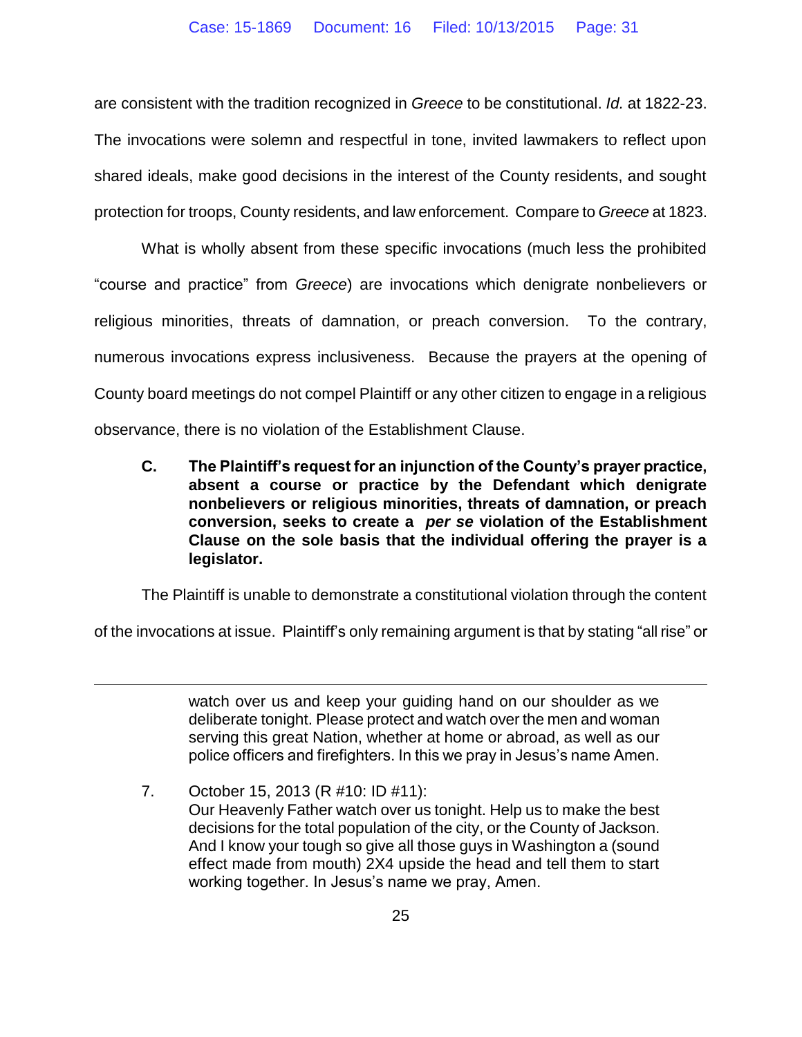are consistent with the tradition recognized in *Greece* to be constitutional. *Id.* at 1822-23. The invocations were solemn and respectful in tone, invited lawmakers to reflect upon shared ideals, make good decisions in the interest of the County residents, and sought protection for troops, County residents, and law enforcement. Compare to *Greece* at 1823.

What is wholly absent from these specific invocations (much less the prohibited "course and practice" from *Greece*) are invocations which denigrate nonbelievers or religious minorities, threats of damnation, or preach conversion. To the contrary, numerous invocations express inclusiveness. Because the prayers at the opening of County board meetings do not compel Plaintiff or any other citizen to engage in a religious observance, there is no violation of the Establishment Clause.

### C. The Plaintiff's request for an injunction of the County's prayer practice, absent a course or practice by the Defendant which denigrate nonbelievers or religious minorities, threats of damnation, or preach conversion, seeks to create a *per se* violation of the Establishment Clause on the sole basis that the individual offering the prayer is a legislator.

The Plaintiff is unable to demonstrate a constitutional violation through the content of the invocations at issue. Plaintiff's only remaining argument is that by stating "all rise" or

---

watch over us and keep your guiding hand on our shoulder as we deliberate tonight. Please protect and watch over the men and woman serving this great Nation, whether at home or abroad, as well as our police officers and firefighters. In this we pray in Jesus's name Amen.

7. October 15, 2013 (R #10: ID #11):
Our Heavenly Father watch over us tonight. Help us to make the best decisions for the total population of the city, or the County of Jackson. And I know your tough so give all those guys in Washington a (sound effect made from mouth) 2X4 upside the head and tell them to start working together. In Jesus's name we pray, Amen.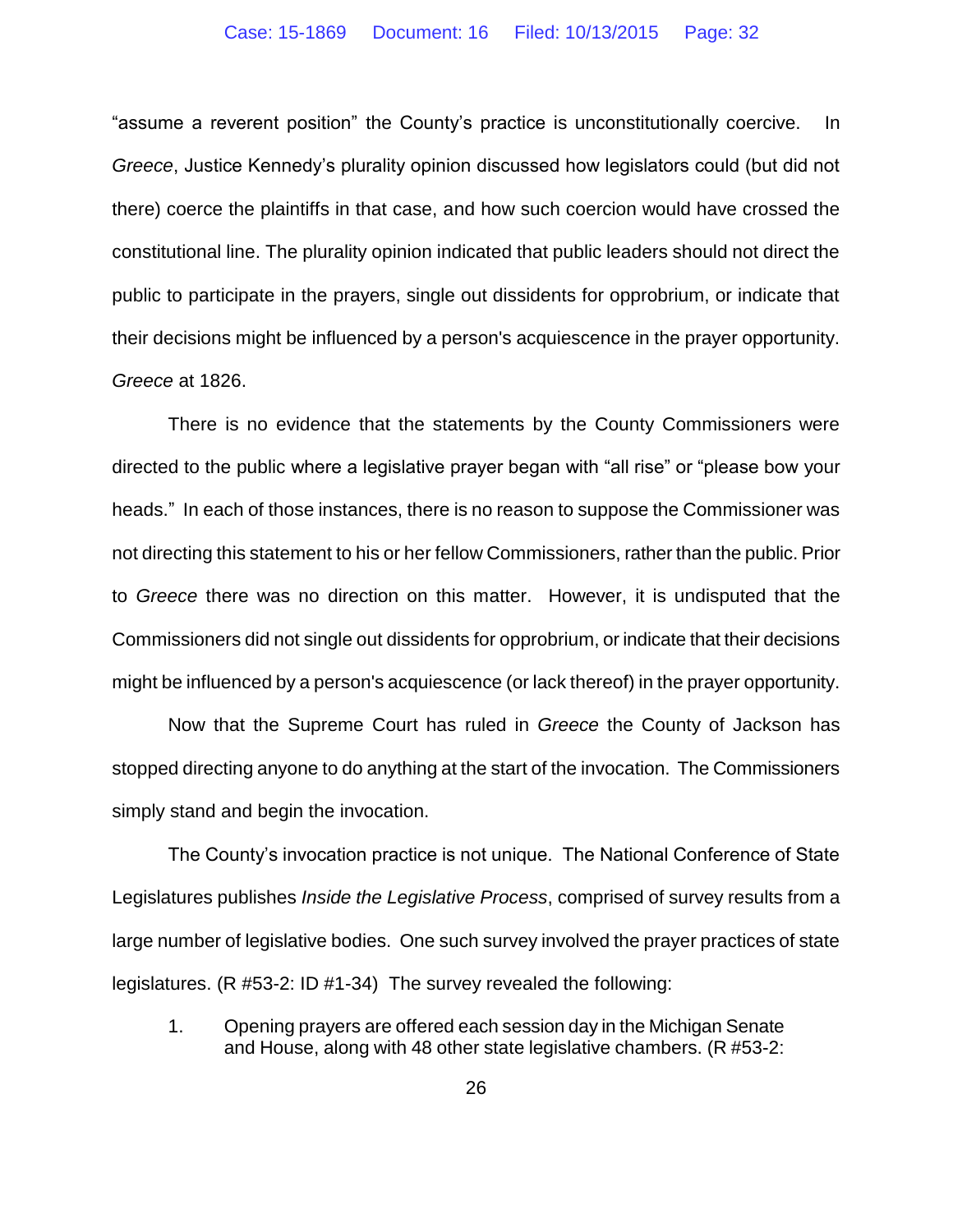"assume a reverent position" the County's practice is unconstitutionally coercive. In *Greece*, Justice Kennedy's plurality opinion discussed how legislators could (but did not there) coerce the plaintiffs in that case, and how such coercion would have crossed the constitutional line. The plurality opinion indicated that public leaders should not direct the public to participate in the prayers, single out dissidents for opprobrium, or indicate that their decisions might be influenced by a person's acquiescence in the prayer opportunity. *Greece* at 1826.

There is no evidence that the statements by the County Commissioners were directed to the public where a legislative prayer began with "all rise" or "please bow your heads." In each of those instances, there is no reason to suppose the Commissioner was not directing this statement to his or her fellow Commissioners, rather than the public. Prior to *Greece* there was no direction on this matter. However, it is undisputed that the Commissioners did not single out dissidents for opprobrium, or indicate that their decisions might be influenced by a person's acquiescence (or lack thereof) in the prayer opportunity.

Now that the Supreme Court has ruled in *Greece* the County of Jackson has stopped directing anyone to do anything at the start of the invocation. The Commissioners simply stand and begin the invocation.

The County's invocation practice is not unique. The National Conference of State Legislatures publishes *Inside the Legislative Process*, comprised of survey results from a large number of legislative bodies. One such survey involved the prayer practices of state legislatures. (R #53-2: ID #1-34) The survey revealed the following:

1. Opening prayers are offered each session day in the Michigan Senate and House, along with 48 other state legislative chambers. (R #53-2: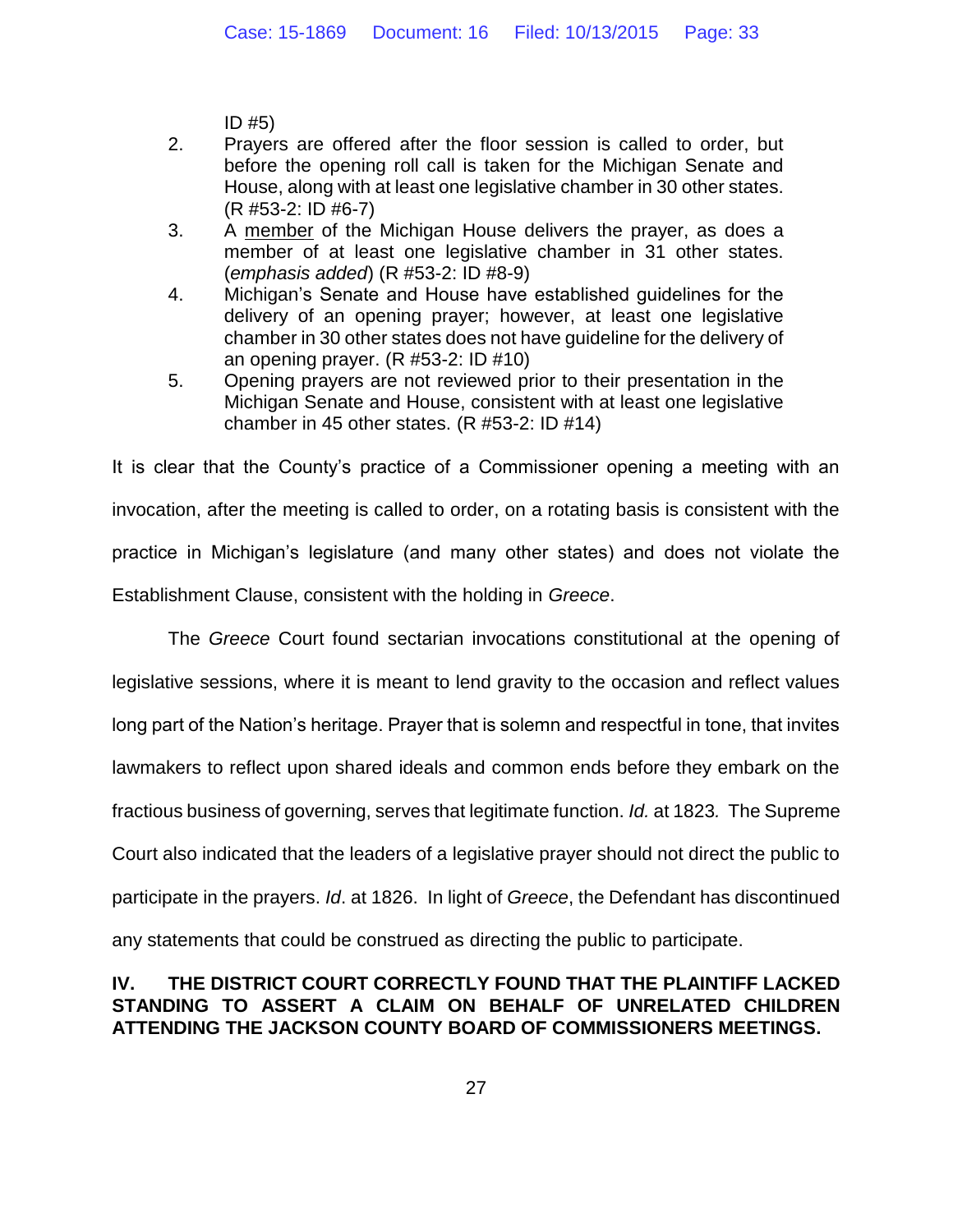ID #5)

2. Prayers are offered after the floor session is called to order, but before the opening roll call is taken for the Michigan Senate and House, along with at least one legislative chamber in 30 other states. (R #53-2: ID #6-7)
3. A <u>member</u> of the Michigan House delivers the prayer, as does a member of at least one legislative chamber in 31 other states. (*emphasis added*) (R #53-2: ID #8-9)
4. Michigan's Senate and House have established guidelines for the delivery of an opening prayer; however, at least one legislative chamber in 30 other states does not have guideline for the delivery of an opening prayer. (R #53-2: ID #10)
5. Opening prayers are not reviewed prior to their presentation in the Michigan Senate and House, consistent with at least one legislative chamber in 45 other states. (R #53-2: ID #14)

It is clear that the County's practice of a Commissioner opening a meeting with an invocation, after the meeting is called to order, on a rotating basis is consistent with the practice in Michigan's legislature (and many other states) and does not violate the Establishment Clause, consistent with the holding in *Greece*.

The *Greece* Court found sectarian invocations constitutional at the opening of legislative sessions, where it is meant to lend gravity to the occasion and reflect values long part of the Nation's heritage. Prayer that is solemn and respectful in tone, that invites lawmakers to reflect upon shared ideals and common ends before they embark on the fractious business of governing, serves that legitimate function. *Id.* at 1823. The Supreme Court also indicated that the leaders of a legislative prayer should not direct the public to participate in the prayers. *Id*. at 1826. In light of *Greece*, the Defendant has discontinued any statements that could be construed as directing the public to participate.

## IV. THE DISTRICT COURT CORRECTLY FOUND THAT THE PLAINTIFF LACKED STANDING TO ASSERT A CLAIM ON BEHALF OF UNRELATED CHILDREN ATTENDING THE JACKSON COUNTY BOARD OF COMMISSIONERS MEETINGS.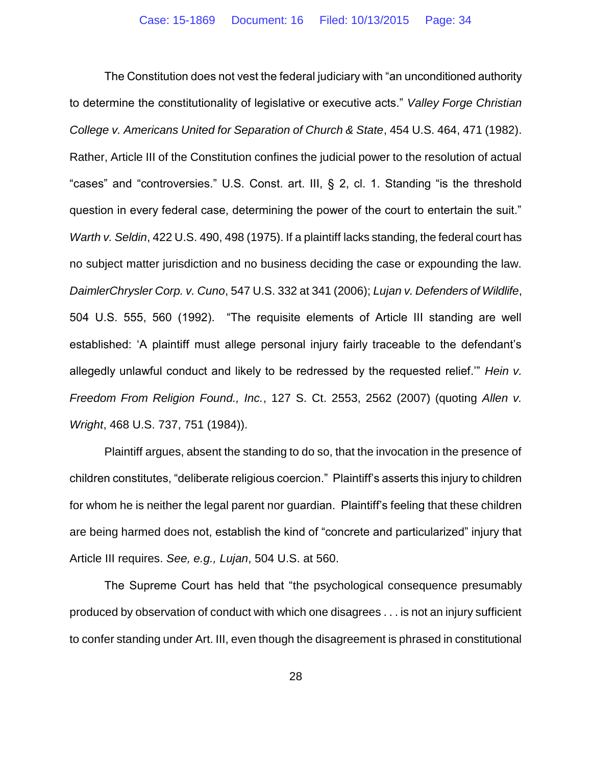The Constitution does not vest the federal judiciary with "an unconditioned authority to determine the constitutionality of legislative or executive acts." *Valley Forge Christian College v. Americans United for Separation of Church & State*, 454 U.S. 464, 471 (1982). Rather, Article III of the Constitution confines the judicial power to the resolution of actual "cases" and "controversies." U.S. Const. art. III, § 2, cl. 1. Standing "is the threshold question in every federal case, determining the power of the court to entertain the suit." *Warth v. Seldin*, 422 U.S. 490, 498 (1975). If a plaintiff lacks standing, the federal court has no subject matter jurisdiction and no business deciding the case or expounding the law. *DaimlerChrysler Corp. v. Cuno*, 547 U.S. 332 at 341 (2006); *Lujan v. Defenders of Wildlife*, 504 U.S. 555, 560 (1992). "The requisite elements of Article III standing are well established: 'A plaintiff must allege personal injury fairly traceable to the defendant's allegedly unlawful conduct and likely to be redressed by the requested relief.'" *Hein v. Freedom From Religion Found., Inc.*, 127 S. Ct. 2553, 2562 (2007) (quoting *Allen v. Wright*, 468 U.S. 737, 751 (1984)).

Plaintiff argues, absent the standing to do so, that the invocation in the presence of children constitutes, "deliberate religious coercion." Plaintiff's asserts this injury to children for whom he is neither the legal parent nor guardian. Plaintiff's feeling that these children are being harmed does not, establish the kind of "concrete and particularized" injury that Article III requires. *See, e.g., Lujan*, 504 U.S. at 560.

The Supreme Court has held that "the psychological consequence presumably produced by observation of conduct with which one disagrees . . . is not an injury sufficient to confer standing under Art. III, even though the disagreement is phrased in constitutional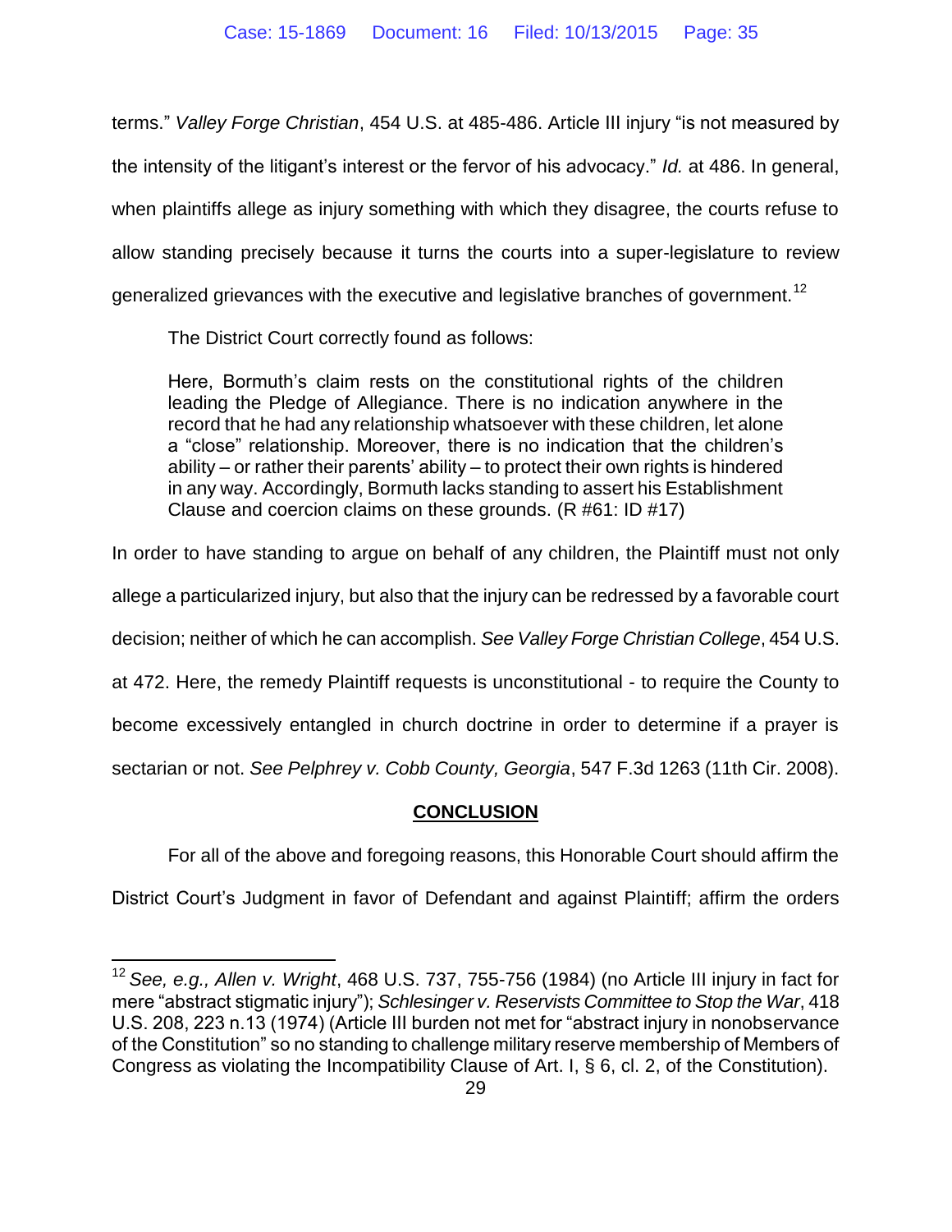terms." *Valley Forge Christian*, 454 U.S. at 485-486. Article III injury "is not measured by the intensity of the litigant's interest or the fervor of his advocacy." *Id.* at 486. In general, when plaintiffs allege as injury something with which they disagree, the courts refuse to allow standing precisely because it turns the courts into a super-legislature to review generalized grievances with the executive and legislative branches of government.[12]

The District Court correctly found as follows:

> Here, Bormuth's claim rests on the constitutional rights of the children leading the Pledge of Allegiance. There is no indication anywhere in the record that he had any relationship whatsoever with these children, let alone a "close" relationship. Moreover, there is no indication that the children's ability – or rather their parents' ability – to protect their own rights is hindered in any way. Accordingly, Bormuth lacks standing to assert his Establishment Clause and coercion claims on these grounds. (R #61: ID #17)

In order to have standing to argue on behalf of any children, the Plaintiff must not only allege a particularized injury, but also that the injury can be redressed by a favorable court decision; neither of which he can accomplish. *See Valley Forge Christian College*, 454 U.S. at 472. Here, the remedy Plaintiff requests is unconstitutional - to require the County to become excessively entangled in church doctrine in order to determine if a prayer is sectarian or not. *See Pelphrey v. Cobb County, Georgia*, 547 F.3d 1263 (11th Cir. 2008).

## CONCLUSION

For all of the above and foregoing reasons, this Honorable Court should affirm the District Court's Judgment in favor of Defendant and against Plaintiff; affirm the orders

---

[12] *See, e.g., Allen v. Wright*, 468 U.S. 737, 755-756 (1984) (no Article III injury in fact for mere "abstract stigmatic injury"); *Schlesinger v. Reservists Committee to Stop the War*, 418 U.S. 208, 223 n.13 (1974) (Article III burden not met for "abstract injury in nonobservance of the Constitution" so no standing to challenge military reserve membership of Members of Congress as violating the Incompatibility Clause of Art. I, § 6, cl. 2, of the Constitution).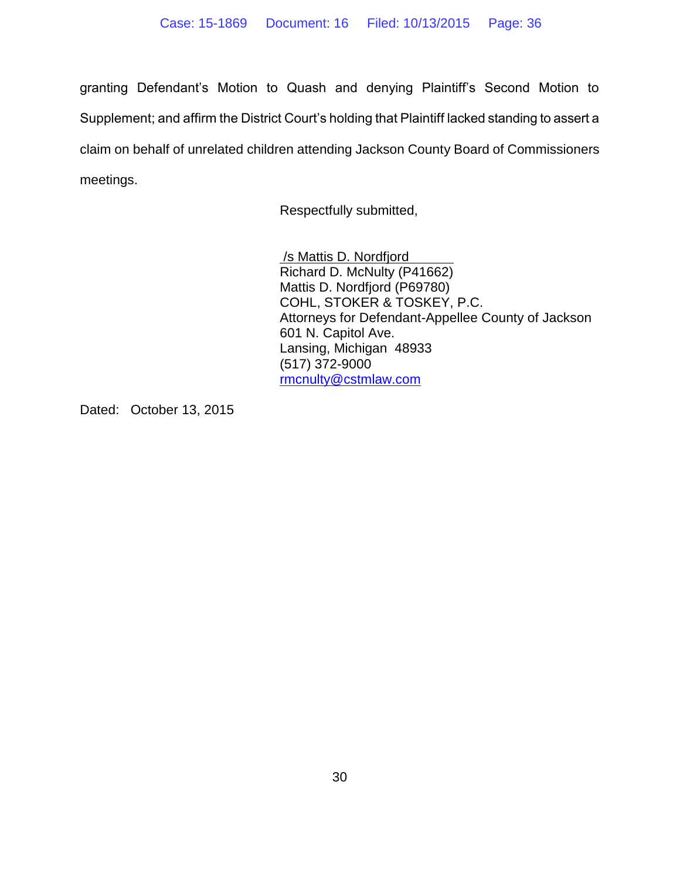granting Defendant's Motion to Quash and denying Plaintiff's Second Motion to Supplement; and affirm the District Court's holding that Plaintiff lacked standing to assert a claim on behalf of unrelated children attending Jackson County Board of Commissioners meetings.

Respectfully submitted,

/s Mattis D. Nordfjord
Richard D. McNulty (P41662)
Mattis D. Nordfjord (P69780)
COHL, STOKER & TOSKEY, P.C.
Attorneys for Defendant-Appellee County of Jackson
601 N. Capitol Ave.
Lansing, Michigan 48933
(517) 372-9000
rmcnulty@cstmlaw.com

Dated: October 13, 2015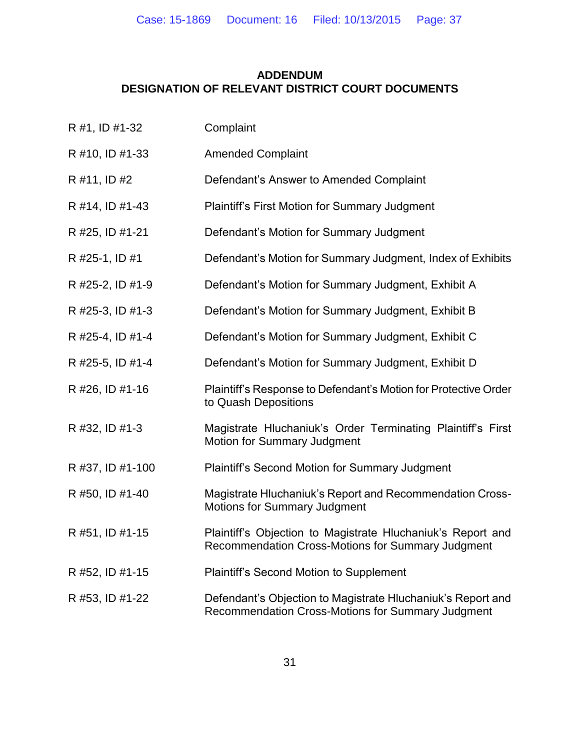## ADDENDUM
## DESIGNATION OF RELEVANT DISTRICT COURT DOCUMENTS

| | |
|---|---|
| R #1, ID #1-32 | Complaint |
| R #10, ID #1-33 | Amended Complaint |
| R #11, ID #2 | Defendant's Answer to Amended Complaint |
| R #14, ID #1-43 | Plaintiff's First Motion for Summary Judgment |
| R #25, ID #1-21 | Defendant's Motion for Summary Judgment |
| R #25-1, ID #1 | Defendant's Motion for Summary Judgment, Index of Exhibits |
| R #25-2, ID #1-9 | Defendant's Motion for Summary Judgment, Exhibit A |
| R #25-3, ID #1-3 | Defendant's Motion for Summary Judgment, Exhibit B |
| R #25-4, ID #1-4 | Defendant's Motion for Summary Judgment, Exhibit C |
| R #25-5, ID #1-4 | Defendant's Motion for Summary Judgment, Exhibit D |
| R #26, ID #1-16 | Plaintiff's Response to Defendant's Motion for Protective Order to Quash Depositions |
| R #32, ID #1-3 | Magistrate Hluchaniuk's Order Terminating Plaintiff's First Motion for Summary Judgment |
| R #37, ID #1-100 | Plaintiff's Second Motion for Summary Judgment |
| R #50, ID #1-40 | Magistrate Hluchaniuk's Report and Recommendation Cross-Motions for Summary Judgment |
| R #51, ID #1-15 | Plaintiff's Objection to Magistrate Hluchaniuk's Report and Recommendation Cross-Motions for Summary Judgment |
| R #52, ID #1-15 | Plaintiff's Second Motion to Supplement |
| R #53, ID #1-22 | Defendant's Objection to Magistrate Hluchaniuk's Report and Recommendation Cross-Motions for Summary Judgment |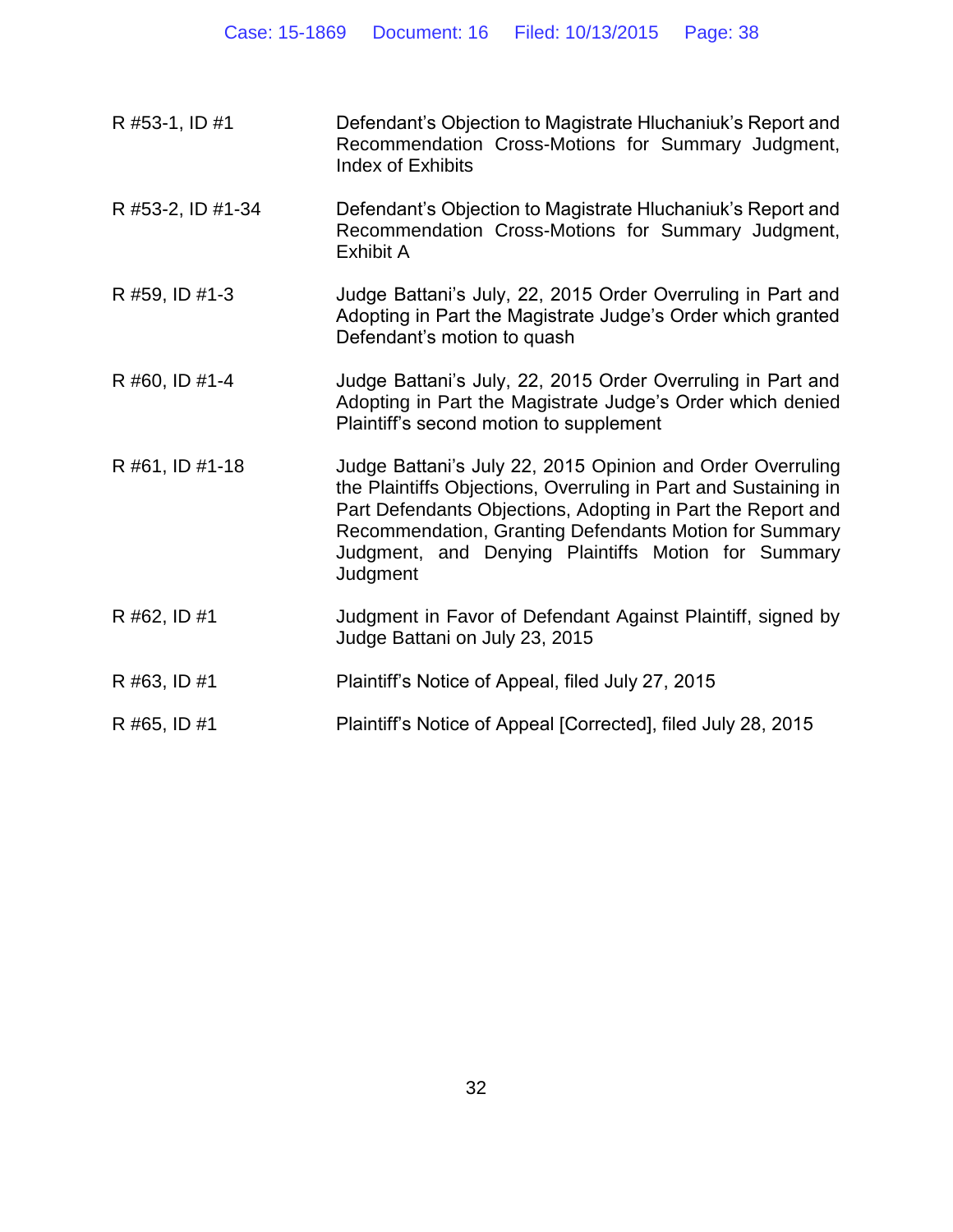| | |
|---|---|
| R #53-1, ID #1 | Defendant's Objection to Magistrate Hluchaniuk's Report and Recommendation Cross-Motions for Summary Judgment, Index of Exhibits |
| R #53-2, ID #1-34 | Defendant's Objection to Magistrate Hluchaniuk's Report and Recommendation Cross-Motions for Summary Judgment, Exhibit A |
| R #59, ID #1-3 | Judge Battani's July, 22, 2015 Order Overruling in Part and Adopting in Part the Magistrate Judge's Order which granted Defendant's motion to quash |
| R #60, ID #1-4 | Judge Battani's July, 22, 2015 Order Overruling in Part and Adopting in Part the Magistrate Judge's Order which denied Plaintiff's second motion to supplement |
| R #61, ID #1-18 | Judge Battani's July 22, 2015 Opinion and Order Overruling the Plaintiffs Objections, Overruling in Part and Sustaining in Part Defendants Objections, Adopting in Part the Report and Recommendation, Granting Defendants Motion for Summary Judgment, and Denying Plaintiffs Motion for Summary Judgment |
| R #62, ID #1 | Judgment in Favor of Defendant Against Plaintiff, signed by Judge Battani on July 23, 2015 |
| R #63, ID #1 | Plaintiff's Notice of Appeal, filed July 27, 2015 |
| R #65, ID #1 | Plaintiff's Notice of Appeal [Corrected], filed July 28, 2015 |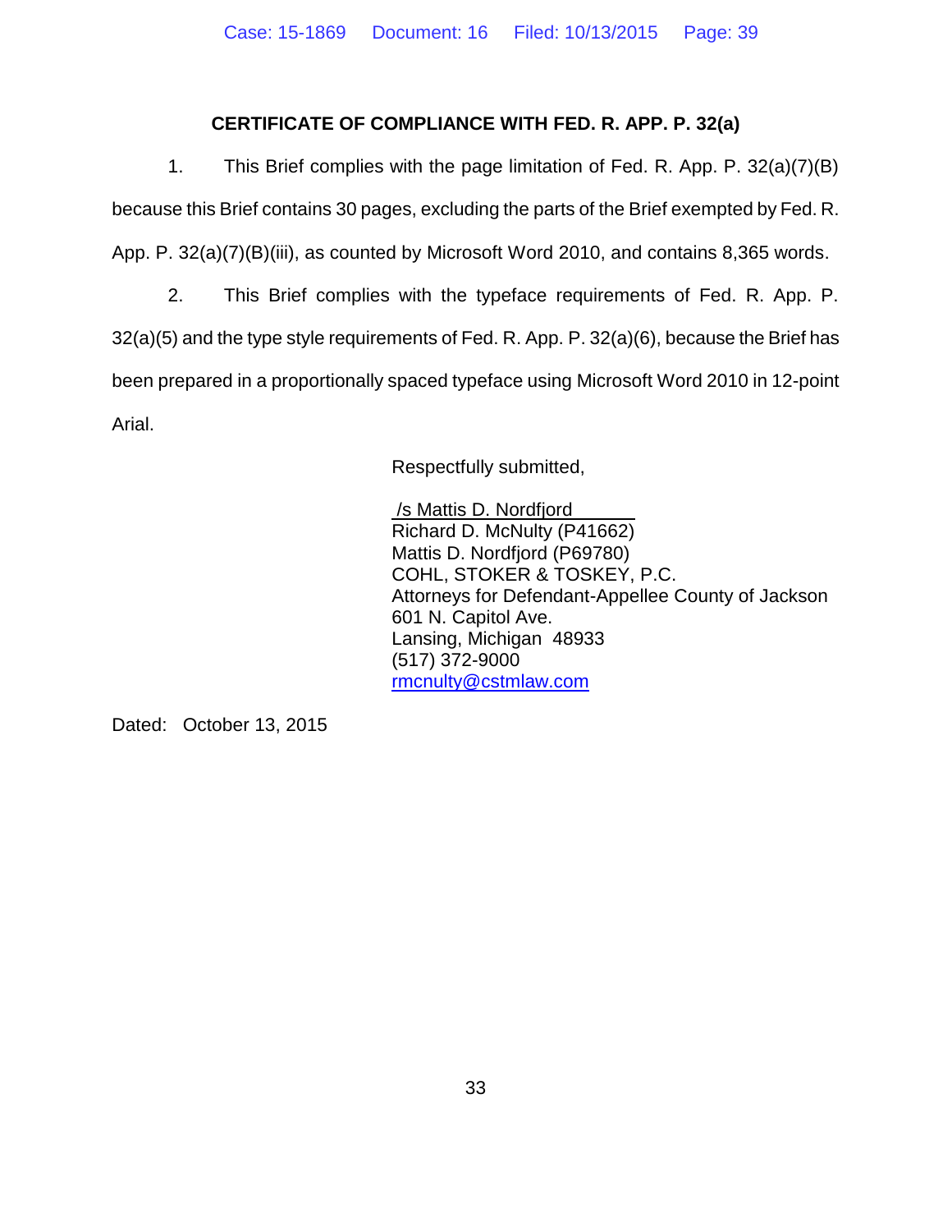## CERTIFICATE OF COMPLIANCE WITH FED. R. APP. P. 32(a)

1. This Brief complies with the page limitation of Fed. R. App. P. 32(a)(7)(B) because this Brief contains 30 pages, excluding the parts of the Brief exempted by Fed. R. App. P. 32(a)(7)(B)(iii), as counted by Microsoft Word 2010, and contains 8,365 words.

2. This Brief complies with the typeface requirements of Fed. R. App. P. 32(a)(5) and the type style requirements of Fed. R. App. P. 32(a)(6), because the Brief has been prepared in a proportionally spaced typeface using Microsoft Word 2010 in 12-point Arial.

Respectfully submitted,

/s Mattis D. Nordfjord
Richard D. McNulty (P41662)
Mattis D. Nordfjord (P69780)
COHL, STOKER & TOSKEY, P.C.
Attorneys for Defendant-Appellee County of Jackson
601 N. Capitol Ave.
Lansing, Michigan 48933
(517) 372-9000
rmcnulty@cstmlaw.com

Dated: October 13, 2015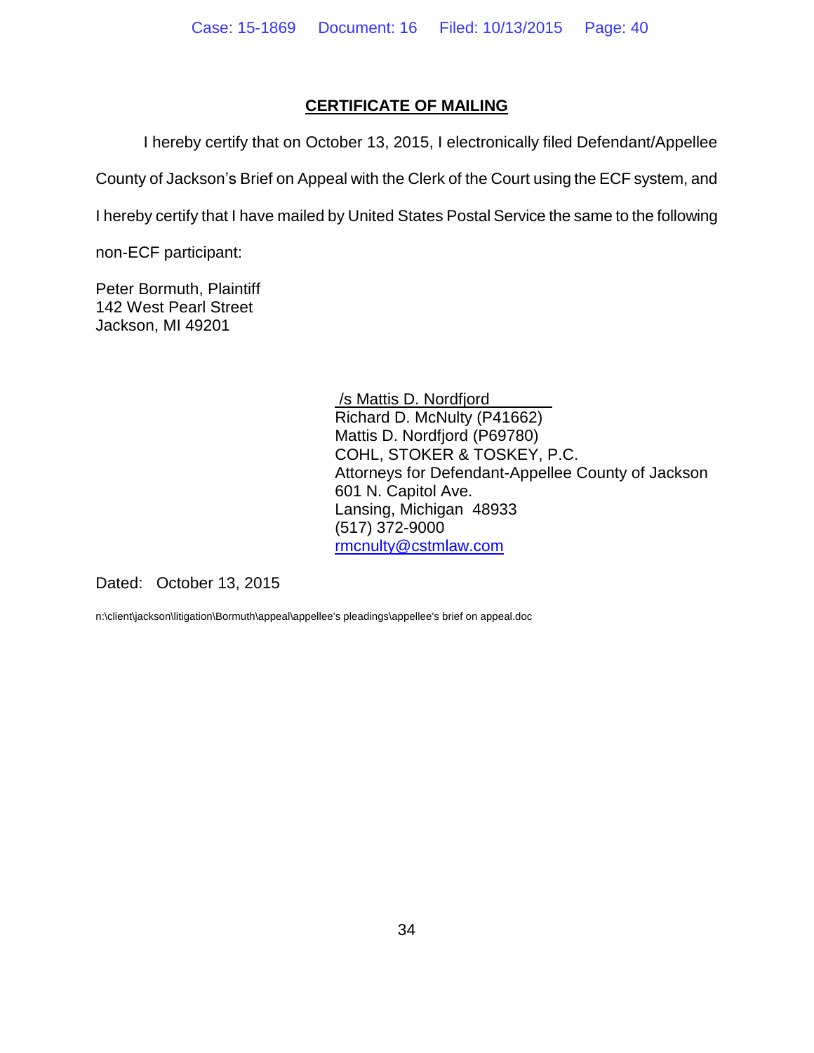## CERTIFICATE OF MAILING

I hereby certify that on October 13, 2015, I electronically filed Defendant/Appellee County of Jackson's Brief on Appeal with the Clerk of the Court using the ECF system, and I hereby certify that I have mailed by United States Postal Service the same to the following non-ECF participant:

Peter Bormuth, Plaintiff
142 West Pearl Street
Jackson, MI 49201

/s Mattis D. Nordfjord
Richard D. McNulty (P41662)
Mattis D. Nordfjord (P69780)
COHL, STOKER & TOSKEY, P.C.
Attorneys for Defendant-Appellee County of Jackson
601 N. Capitol Ave.
Lansing, Michigan 48933
(517) 372-9000
rmcnulty@cstmlaw.com

Dated: October 13, 2015

n:\client\jackson\litigation\Bormuth\appeal\appellee's pleadings\appellee's brief on appeal.doc